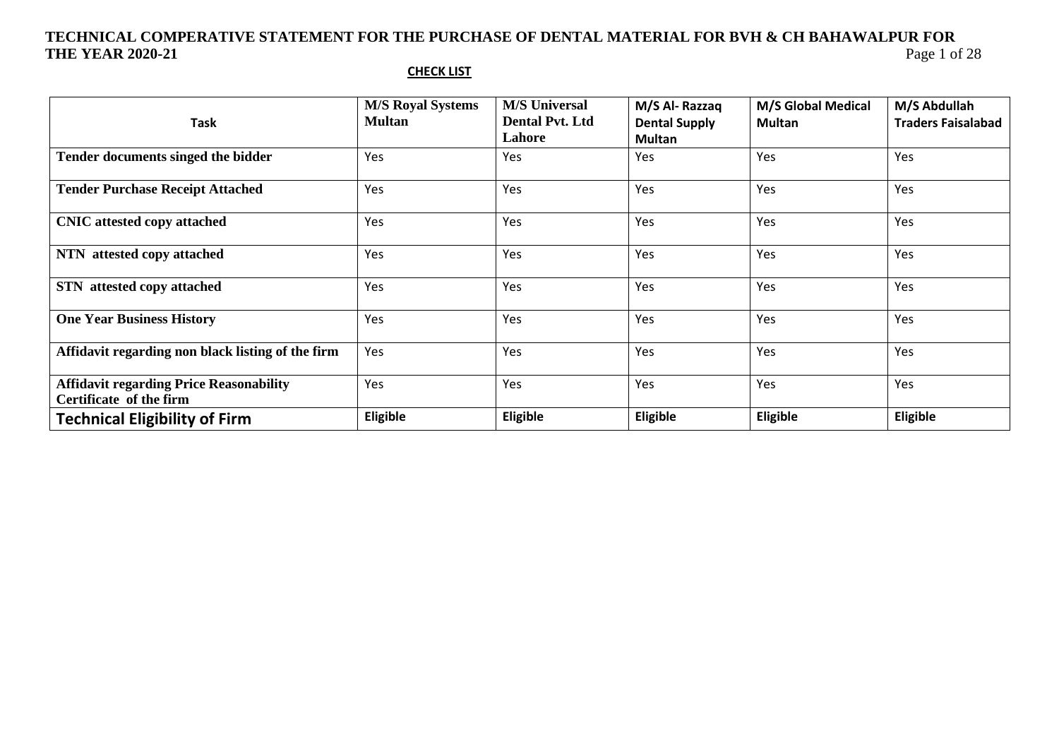# TECHNICAL COMPERATIVE STATEMENT FOR THE PURCHASE OF DENTAL MATERIAL FOR BVH & CH BAHAWALPUR FOR THE YEAR 2020-21

## CHECK LIST

| Task | M/S Royal Systems Multan | M/S Universal Dental Pvt. Ltd Lahore | M/S Al- Razzaq Dental Supply Multan | M/S Global Medical Multan | M/S Abdullah Traders Faisalabad |
|---|---|---|---|---|---|
| **Tender documents singed the bidder** | Yes | Yes | Yes | Yes | Yes |
| **Tender Purchase Receipt Attached** | Yes | Yes | Yes | Yes | Yes |
| **CNIC attested copy attached** | Yes | Yes | Yes | Yes | Yes |
| **NTN attested copy attached** | Yes | Yes | Yes | Yes | Yes |
| **STN attested copy attached** | Yes | Yes | Yes | Yes | Yes |
| **One Year Business History** | Yes | Yes | Yes | Yes | Yes |
| **Affidavit regarding non black listing of the firm** | Yes | Yes | Yes | Yes | Yes |
| **Affidavit regarding Price Reasonability Certificate of the firm** | Yes | Yes | Yes | Yes | Yes |
| **Technical Eligibility of Firm** | **Eligible** | **Eligible** | **Eligible** | **Eligible** | **Eligible** |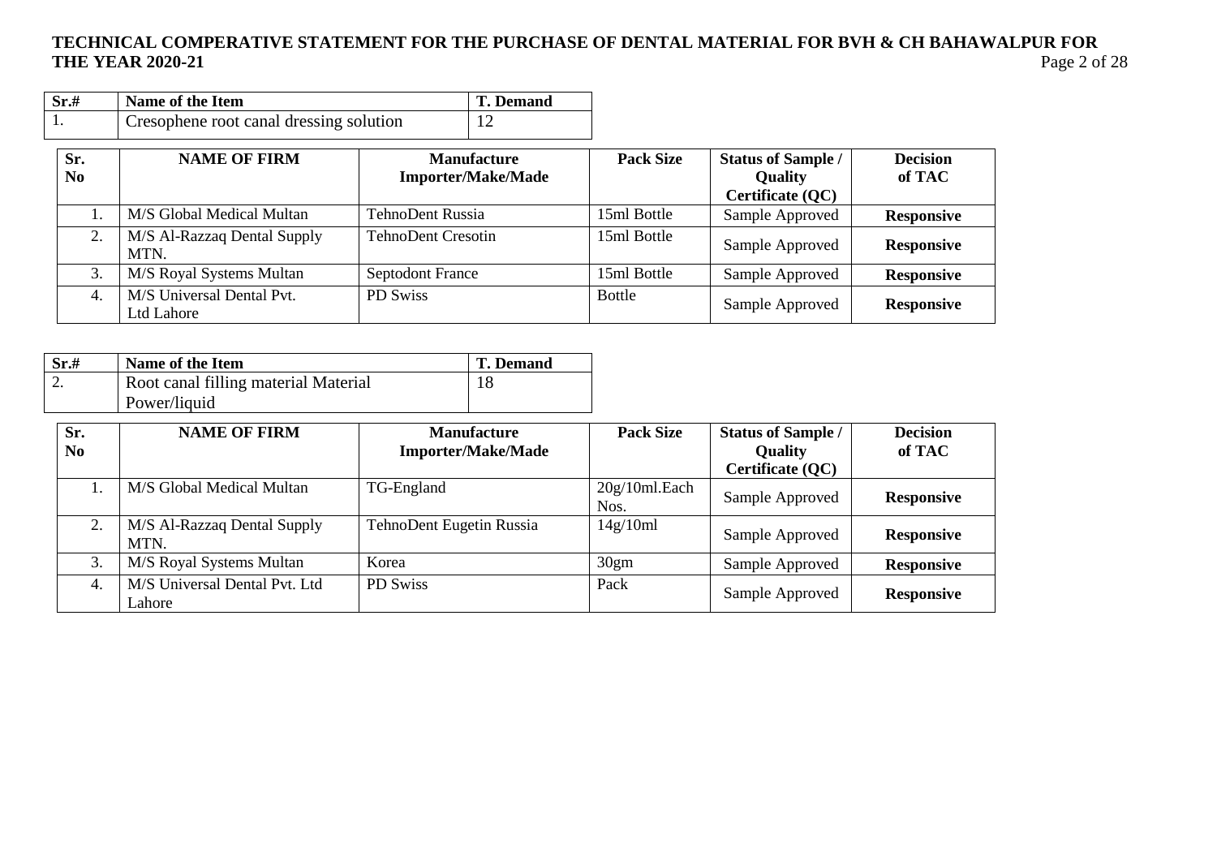# TECHNICAL COMPERATIVE STATEMENT FOR THE PURCHASE OF DENTAL MATERIAL FOR BVH & CH BAHAWALPUR FOR THE YEAR 2020-21

| Sr.# | Name of the Item | T. Demand |
|---|---|---|
| 1. | Cresophene root canal dressing solution | 12 |

| Sr. No | NAME OF FIRM | Manufacture Importer/Make/Made | Pack Size | Status of Sample / Quality Certificate (QC) | Decision of TAC |
|---|---|---|---|---|---|
| 1. | M/S Global Medical Multan | TehnoDent Russia | 15ml Bottle | Sample Approved | **Responsive** |
| 2. | M/S Al-Razzaq Dental Supply MTN. | TehnoDent Cresotin | 15ml Bottle | Sample Approved | **Responsive** |
| 3. | M/S Royal Systems Multan | Septodont France | 15ml Bottle | Sample Approved | **Responsive** |
| 4. | M/S Universal Dental Pvt. Ltd Lahore | PD Swiss | Bottle | Sample Approved | **Responsive** |

| Sr.# | Name of the Item | T. Demand |
|---|---|---|
| 2. | Root canal filling material Material Power/liquid | 18 |

| Sr. No | NAME OF FIRM | Manufacture Importer/Make/Made | Pack Size | Status of Sample / Quality Certificate (QC) | Decision of TAC |
|---|---|---|---|---|---|
| 1. | M/S Global Medical Multan | TG-England | 20g/10ml.Each Nos. | Sample Approved | **Responsive** |
| 2. | M/S Al-Razzaq Dental Supply MTN. | TehnoDent Eugetin Russia | 14g/10ml | Sample Approved | **Responsive** |
| 3. | M/S Royal Systems Multan | Korea | 30gm | Sample Approved | **Responsive** |
| 4. | M/S Universal Dental Pvt. Ltd Lahore | PD Swiss | Pack | Sample Approved | **Responsive** |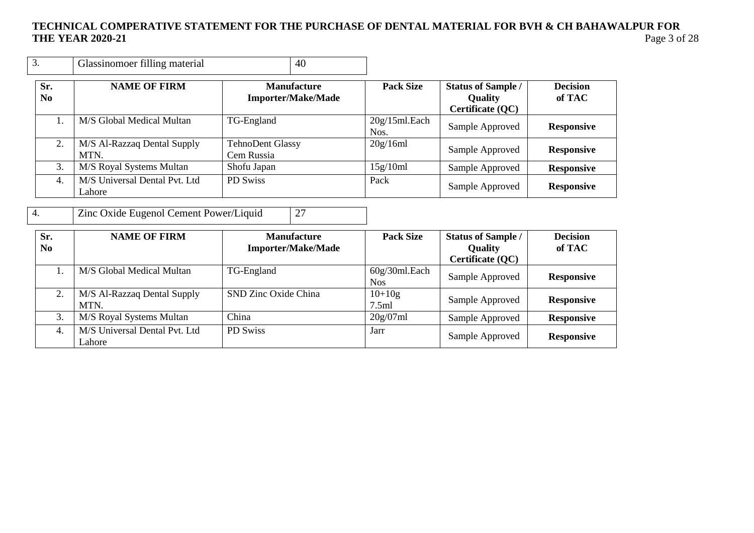# TECHNICAL COMPERATIVE STATEMENT FOR THE PURCHASE OF DENTAL MATERIAL FOR BVH & CH BAHAWALPUR FOR THE YEAR 2020-21

| 3. | Glassinomoer filling material | 40 |
|---|---|---|

| Sr. No | NAME OF FIRM | Manufacture Importer/Make/Made | Pack Size | Status of Sample / Quality Certificate (QC) | Decision of TAC |
|---|---|---|---|---|---|
| 1. | M/S Global Medical Multan | TG-England | 20g/15ml.Each Nos. | Sample Approved | **Responsive** |
| 2. | M/S Al-Razzaq Dental Supply MTN. | TehnoDent Glassy Cem Russia | 20g/16ml | Sample Approved | **Responsive** |
| 3. | M/S Royal Systems Multan | Shofu Japan | 15g/10ml | Sample Approved | **Responsive** |
| 4. | M/S Universal Dental Pvt. Ltd Lahore | PD Swiss | Pack | Sample Approved | **Responsive** |

| 4. | Zinc Oxide Eugenol Cement Power/Liquid | 27 |
|---|---|---|

| Sr. No | NAME OF FIRM | Manufacture Importer/Make/Made | Pack Size | Status of Sample / Quality Certificate (QC) | Decision of TAC |
|---|---|---|---|---|---|
| 1. | M/S Global Medical Multan | TG-England | 60g/30ml.Each Nos | Sample Approved | **Responsive** |
| 2. | M/S Al-Razzaq Dental Supply MTN. | SND Zinc Oxide China | 10+10g 7.5ml | Sample Approved | **Responsive** |
| 3. | M/S Royal Systems Multan | China | 20g/07ml | Sample Approved | **Responsive** |
| 4. | M/S Universal Dental Pvt. Ltd Lahore | PD Swiss | Jarr | Sample Approved | **Responsive** |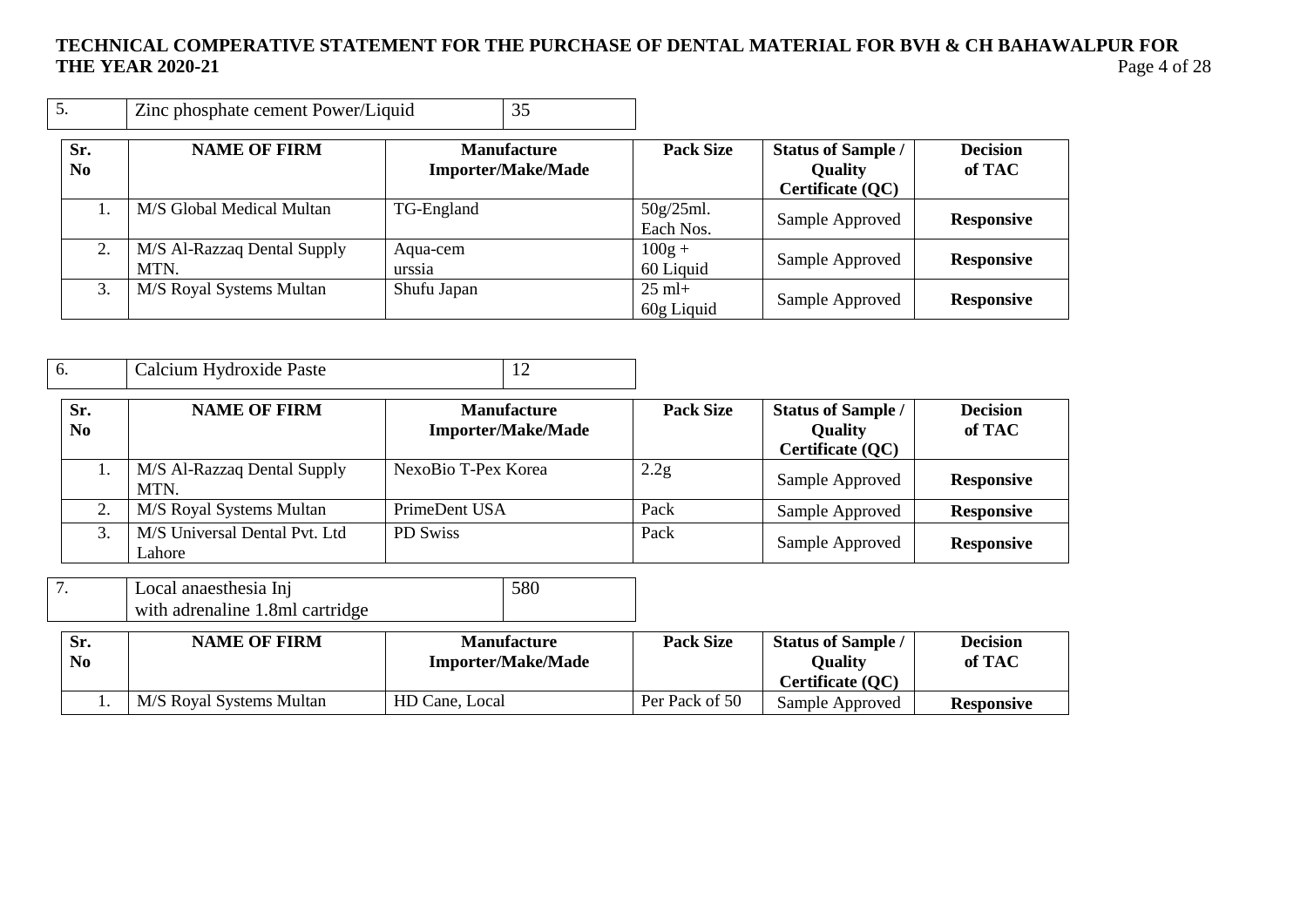| 5. | Zinc phosphate cement Power/Liquid | 35 |
|---|---|---|

| Sr. No | NAME OF FIRM | Manufacture Importer/Make/Made | Pack Size | Status of Sample / Quality Certificate (QC) | Decision of TAC |
|---|---|---|---|---|---|
| 1. | M/S Global Medical Multan | TG-England | 50g/25ml. Each Nos. | Sample Approved | **Responsive** |
| 2. | M/S Al-Razzaq Dental Supply MTN. | Aqua-cem urssia | 100g + 60 Liquid | Sample Approved | **Responsive** |
| 3. | M/S Royal Systems Multan | Shufu Japan | 25 ml+ 60g Liquid | Sample Approved | **Responsive** |

| 6. | Calcium Hydroxide Paste | 12 |
|---|---|---|

| Sr. No | NAME OF FIRM | Manufacture Importer/Make/Made | Pack Size | Status of Sample / Quality Certificate (QC) | Decision of TAC |
|---|---|---|---|---|---|
| 1. | M/S Al-Razzaq Dental Supply MTN. | NexoBio T-Pex Korea | 2.2g | Sample Approved | **Responsive** |
| 2. | M/S Royal Systems Multan | PrimeDent USA | Pack | Sample Approved | **Responsive** |
| 3. | M/S Universal Dental Pvt. Ltd Lahore | PD Swiss | Pack | Sample Approved | **Responsive** |

| 7. | Local anaesthesia Inj with adrenaline 1.8ml cartridge | 580 |
|---|---|---|

| Sr. No | NAME OF FIRM | Manufacture Importer/Make/Made | Pack Size | Status of Sample / Quality Certificate (QC) | Decision of TAC |
|---|---|---|---|---|---|
| 1. | M/S Royal Systems Multan | HD Cane, Local | Per Pack of 50 | Sample Approved | **Responsive** |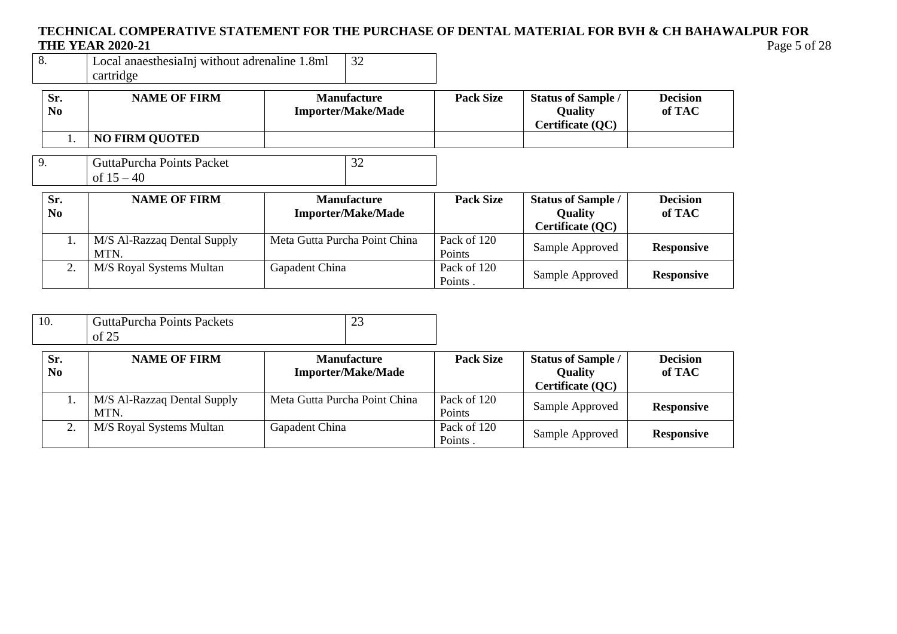**TECHNICAL COMPERATIVE STATEMENT FOR THE PURCHASE OF DENTAL MATERIAL FOR BVH & CH BAHAWALPUR FOR THE YEAR 2020-21**

| 8. | Local anaesthesiaInj without adrenaline 1.8ml cartridge | 32 |
|---|---|---|

| Sr. No | NAME OF FIRM | Manufacture Importer/Make/Made | Pack Size | Status of Sample / Quality Certificate (QC) | Decision of TAC |
|---|---|---|---|---|---|
| 1. | **NO FIRM QUOTED** | | | | |

| 9. | GuttaPurcha Points Packet of 15 – 40 | 32 |
|---|---|---|

| Sr. No | NAME OF FIRM | Manufacture Importer/Make/Made | Pack Size | Status of Sample / Quality Certificate (QC) | Decision of TAC |
|---|---|---|---|---|---|
| 1. | M/S Al-Razzaq Dental Supply MTN. | Meta Gutta Purcha Point China | Pack of 120 Points | Sample Approved | **Responsive** |
| 2. | M/S Royal Systems Multan | Gapadent China | Pack of 120 Points . | Sample Approved | **Responsive** |

| 10. | GuttaPurcha Points Packets of 25 | 23 |
|---|---|---|

| Sr. No | NAME OF FIRM | Manufacture Importer/Make/Made | Pack Size | Status of Sample / Quality Certificate (QC) | Decision of TAC |
|---|---|---|---|---|---|
| 1. | M/S Al-Razzaq Dental Supply MTN. | Meta Gutta Purcha Point China | Pack of 120 Points | Sample Approved | **Responsive** |
| 2. | M/S Royal Systems Multan | Gapadent China | Pack of 120 Points . | Sample Approved | **Responsive** |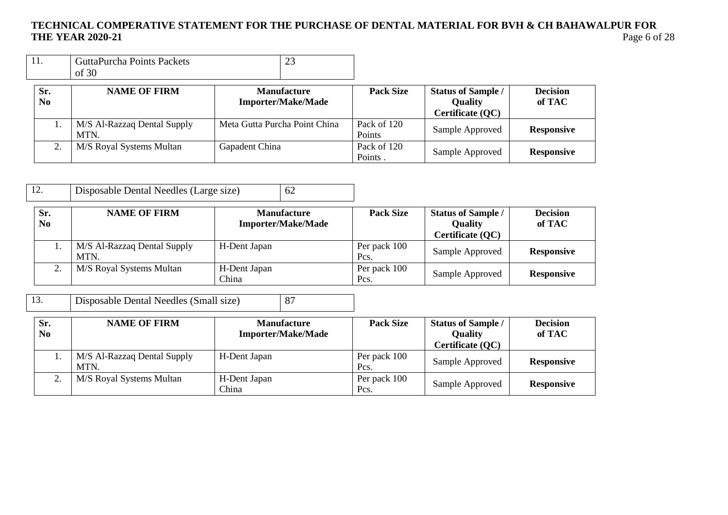# TECHNICAL COMPERATIVE STATEMENT FOR THE PURCHASE OF DENTAL MATERIAL FOR BVH & CH BAHAWALPUR FOR THE YEAR 2020-21

| 11. | GuttaPurcha Points Packets of 30 | 23 |
|---|---|---|

| Sr. No | NAME OF FIRM | Manufacture Importer/Make/Made | Pack Size | Status of Sample / Quality Certificate (QC) | Decision of TAC |
|---|---|---|---|---|---|
| 1. | M/S Al-Razzaq Dental Supply MTN. | Meta Gutta Purcha Point China | Pack of 120 Points | Sample Approved | **Responsive** |
| 2. | M/S Royal Systems Multan | Gapadent China | Pack of 120 Points . | Sample Approved | **Responsive** |

| 12. | Disposable Dental Needles (Large size) | 62 |
|---|---|---|

| Sr. No | NAME OF FIRM | Manufacture Importer/Make/Made | Pack Size | Status of Sample / Quality Certificate (QC) | Decision of TAC |
|---|---|---|---|---|---|
| 1. | M/S Al-Razzaq Dental Supply MTN. | H-Dent Japan | Per pack 100 Pcs. | Sample Approved | **Responsive** |
| 2. | M/S Royal Systems Multan | H-Dent Japan China | Per pack 100 Pcs. | Sample Approved | **Responsive** |

| 13. | Disposable Dental Needles (Small size) | 87 |
|---|---|---|

| Sr. No | NAME OF FIRM | Manufacture Importer/Make/Made | Pack Size | Status of Sample / Quality Certificate (QC) | Decision of TAC |
|---|---|---|---|---|---|
| 1. | M/S Al-Razzaq Dental Supply MTN. | H-Dent Japan | Per pack 100 Pcs. | Sample Approved | **Responsive** |
| 2. | M/S Royal Systems Multan | H-Dent Japan China | Per pack 100 Pcs. | Sample Approved | **Responsive** |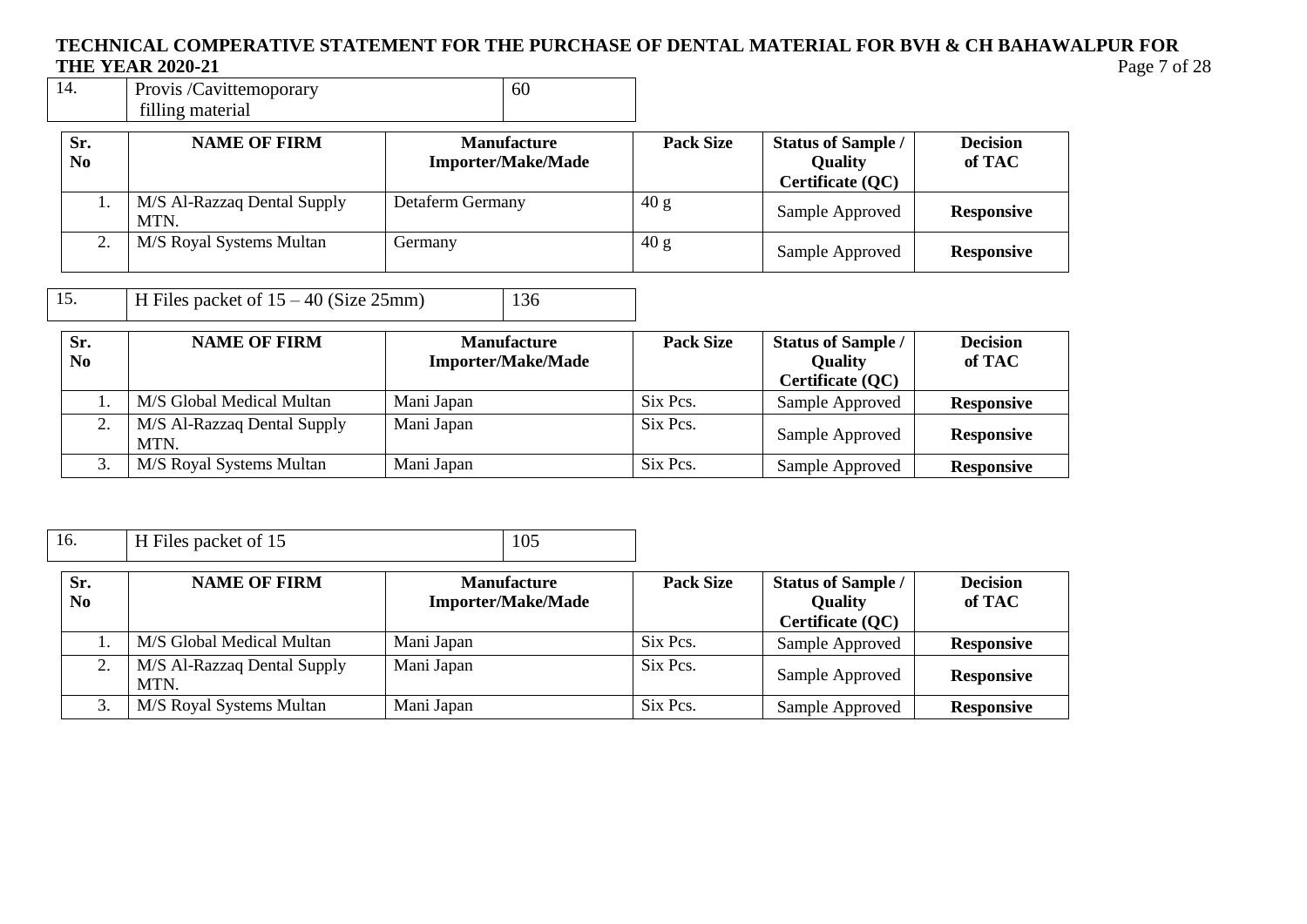**TECHNICAL COMPERATIVE STATEMENT FOR THE PURCHASE OF DENTAL MATERIAL FOR BVH & CH BAHAWALPUR FOR THE YEAR 2020-21**

| 14. | Provis /Cavittemoporary filling material | 60 |
|---|---|---|

| Sr. No | NAME OF FIRM | Manufacture Importer/Make/Made | Pack Size | Status of Sample / Quality Certificate (QC) | Decision of TAC |
|---|---|---|---|---|---|
| 1. | M/S Al-Razzaq Dental Supply MTN. | Detaferm Germany | 40 g | Sample Approved | **Responsive** |
| 2. | M/S Royal Systems Multan | Germany | 40 g | Sample Approved | **Responsive** |

| 15. | H Files packet of 15 – 40 (Size 25mm) | 136 |
|---|---|---|

| Sr. No | NAME OF FIRM | Manufacture Importer/Make/Made | Pack Size | Status of Sample / Quality Certificate (QC) | Decision of TAC |
|---|---|---|---|---|---|
| 1. | M/S Global Medical Multan | Mani Japan | Six Pcs. | Sample Approved | **Responsive** |
| 2. | M/S Al-Razzaq Dental Supply MTN. | Mani Japan | Six Pcs. | Sample Approved | **Responsive** |
| 3. | M/S Royal Systems Multan | Mani Japan | Six Pcs. | Sample Approved | **Responsive** |

| 16. | H Files packet of 15 | 105 |
|---|---|---|

| Sr. No | NAME OF FIRM | Manufacture Importer/Make/Made | Pack Size | Status of Sample / Quality Certificate (QC) | Decision of TAC |
|---|---|---|---|---|---|
| 1. | M/S Global Medical Multan | Mani Japan | Six Pcs. | Sample Approved | **Responsive** |
| 2. | M/S Al-Razzaq Dental Supply MTN. | Mani Japan | Six Pcs. | Sample Approved | **Responsive** |
| 3. | M/S Royal Systems Multan | Mani Japan | Six Pcs. | Sample Approved | **Responsive** |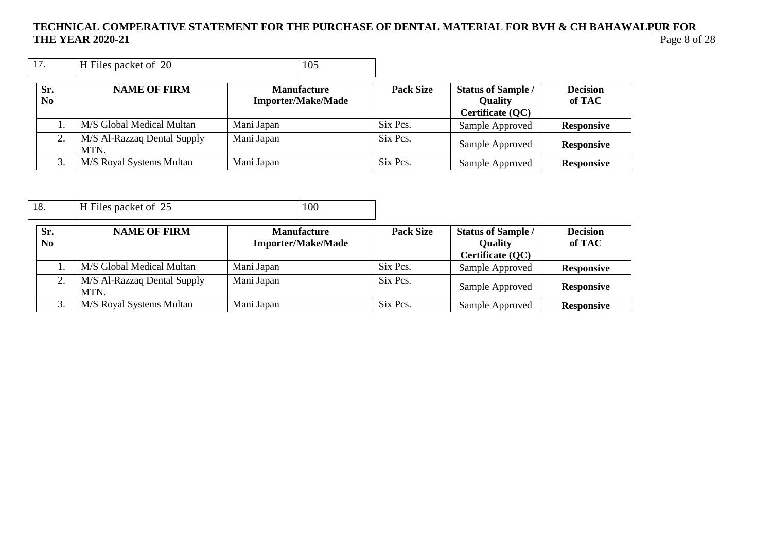**TECHNICAL COMPERATIVE STATEMENT FOR THE PURCHASE OF DENTAL MATERIAL FOR BVH & CH BAHAWALPUR FOR THE YEAR 2020-21**

| 17. | H Files packet of 20 | 105 |
|---|---|---|

| Sr. No | NAME OF FIRM | Manufacture Importer/Make/Made | Pack Size | Status of Sample / Quality Certificate (QC) | Decision of TAC |
|---|---|---|---|---|---|
| 1. | M/S Global Medical Multan | Mani Japan | Six Pcs. | Sample Approved | **Responsive** |
| 2. | M/S Al-Razzaq Dental Supply MTN. | Mani Japan | Six Pcs. | Sample Approved | **Responsive** |
| 3. | M/S Royal Systems Multan | Mani Japan | Six Pcs. | Sample Approved | **Responsive** |

| 18. | H Files packet of 25 | 100 |
|---|---|---|

| Sr. No | NAME OF FIRM | Manufacture Importer/Make/Made | Pack Size | Status of Sample / Quality Certificate (QC) | Decision of TAC |
|---|---|---|---|---|---|
| 1. | M/S Global Medical Multan | Mani Japan | Six Pcs. | Sample Approved | **Responsive** |
| 2. | M/S Al-Razzaq Dental Supply MTN. | Mani Japan | Six Pcs. | Sample Approved | **Responsive** |
| 3. | M/S Royal Systems Multan | Mani Japan | Six Pcs. | Sample Approved | **Responsive** |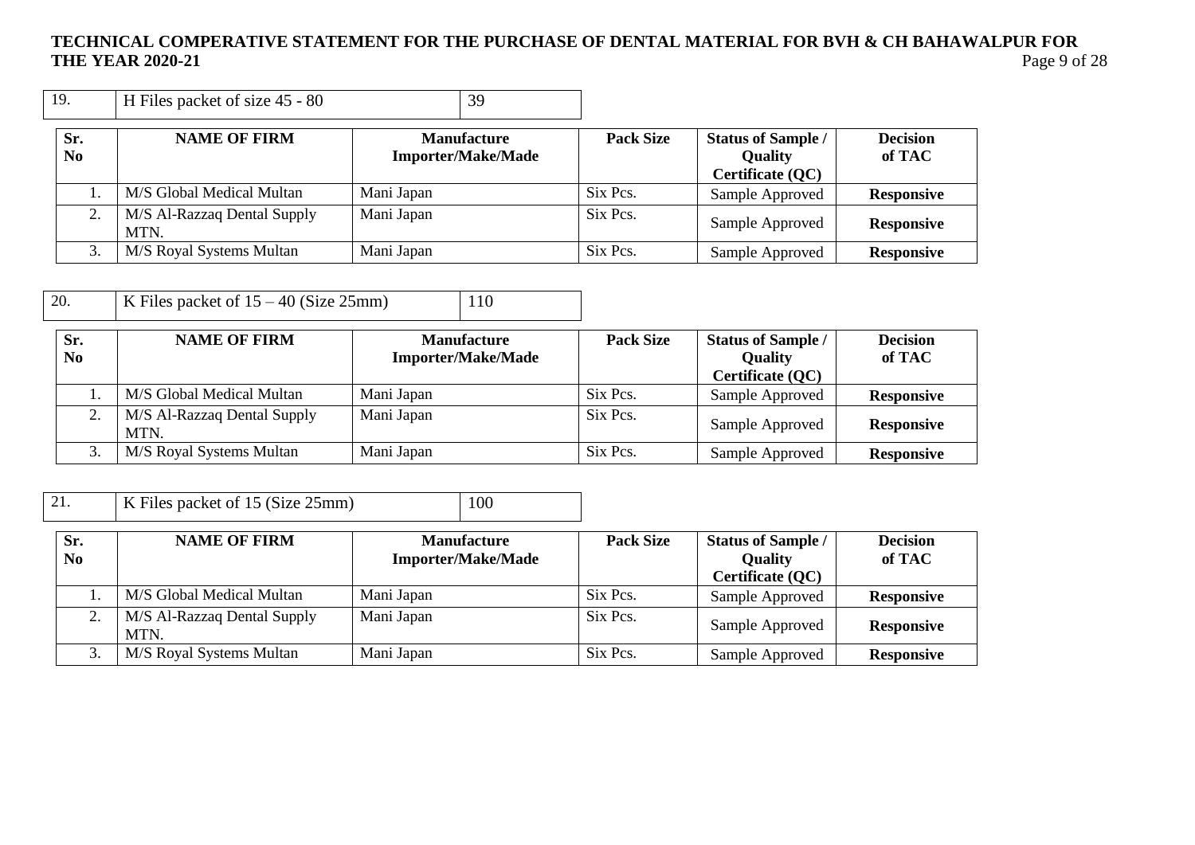# TECHNICAL COMPERATIVE STATEMENT FOR THE PURCHASE OF DENTAL MATERIAL FOR BVH & CH BAHAWALPUR FOR THE YEAR 2020-21

| 19. | H Files packet of size 45 - 80 | 39 |
|---|---|---|

| Sr. No | NAME OF FIRM | Manufacture Importer/Make/Made | Pack Size | Status of Sample / Quality Certificate (QC) | Decision of TAC |
|---|---|---|---|---|---|
| 1. | M/S Global Medical Multan | Mani Japan | Six Pcs. | Sample Approved | **Responsive** |
| 2. | M/S Al-Razzaq Dental Supply MTN. | Mani Japan | Six Pcs. | Sample Approved | **Responsive** |
| 3. | M/S Royal Systems Multan | Mani Japan | Six Pcs. | Sample Approved | **Responsive** |

| 20. | K Files packet of 15 – 40 (Size 25mm) | 110 |
|---|---|---|

| Sr. No | NAME OF FIRM | Manufacture Importer/Make/Made | Pack Size | Status of Sample / Quality Certificate (QC) | Decision of TAC |
|---|---|---|---|---|---|
| 1. | M/S Global Medical Multan | Mani Japan | Six Pcs. | Sample Approved | **Responsive** |
| 2. | M/S Al-Razzaq Dental Supply MTN. | Mani Japan | Six Pcs. | Sample Approved | **Responsive** |
| 3. | M/S Royal Systems Multan | Mani Japan | Six Pcs. | Sample Approved | **Responsive** |

| 21. | K Files packet of 15 (Size 25mm) | 100 |
|---|---|---|

| Sr. No | NAME OF FIRM | Manufacture Importer/Make/Made | Pack Size | Status of Sample / Quality Certificate (QC) | Decision of TAC |
|---|---|---|---|---|---|
| 1. | M/S Global Medical Multan | Mani Japan | Six Pcs. | Sample Approved | **Responsive** |
| 2. | M/S Al-Razzaq Dental Supply MTN. | Mani Japan | Six Pcs. | Sample Approved | **Responsive** |
| 3. | M/S Royal Systems Multan | Mani Japan | Six Pcs. | Sample Approved | **Responsive** |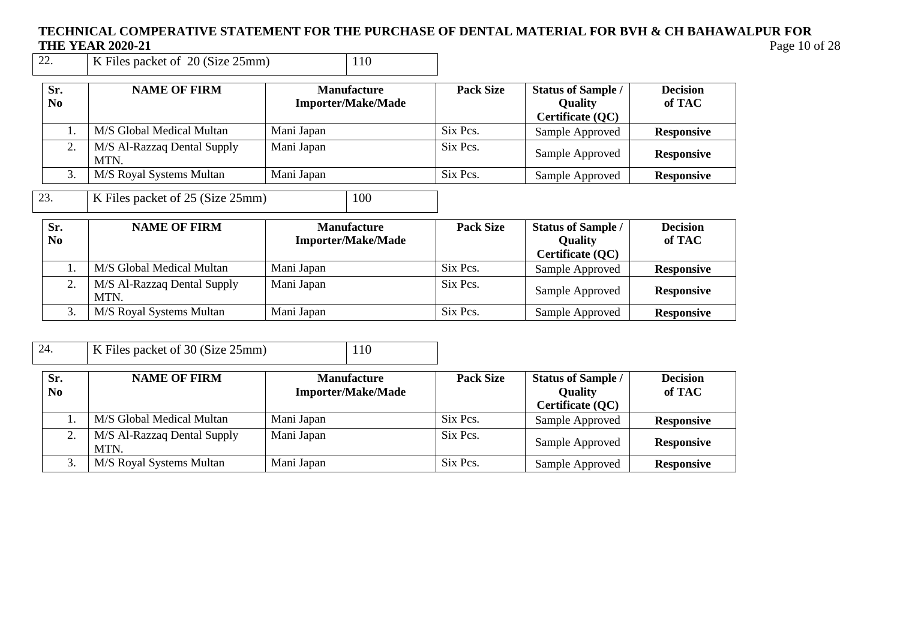# TECHNICAL COMPERATIVE STATEMENT FOR THE PURCHASE OF DENTAL MATERIAL FOR BVH & CH BAHAWALPUR FOR THE YEAR 2020-21

| 22. | K Files packet of 20 (Size 25mm) | 110 |
|---|---|---|

| Sr. No | NAME OF FIRM | Manufacture Importer/Make/Made | Pack Size | Status of Sample / Quality Certificate (QC) | Decision of TAC |
|---|---|---|---|---|---|
| 1. | M/S Global Medical Multan | Mani Japan | Six Pcs. | Sample Approved | **Responsive** |
| 2. | M/S Al-Razzaq Dental Supply MTN. | Mani Japan | Six Pcs. | Sample Approved | **Responsive** |
| 3. | M/S Royal Systems Multan | Mani Japan | Six Pcs. | Sample Approved | **Responsive** |

| 23. | K Files packet of 25 (Size 25mm) | 100 |
|---|---|---|

| Sr. No | NAME OF FIRM | Manufacture Importer/Make/Made | Pack Size | Status of Sample / Quality Certificate (QC) | Decision of TAC |
|---|---|---|---|---|---|
| 1. | M/S Global Medical Multan | Mani Japan | Six Pcs. | Sample Approved | **Responsive** |
| 2. | M/S Al-Razzaq Dental Supply MTN. | Mani Japan | Six Pcs. | Sample Approved | **Responsive** |
| 3. | M/S Royal Systems Multan | Mani Japan | Six Pcs. | Sample Approved | **Responsive** |

| 24. | K Files packet of 30 (Size 25mm) | 110 |
|---|---|---|

| Sr. No | NAME OF FIRM | Manufacture Importer/Make/Made | Pack Size | Status of Sample / Quality Certificate (QC) | Decision of TAC |
|---|---|---|---|---|---|
| 1. | M/S Global Medical Multan | Mani Japan | Six Pcs. | Sample Approved | **Responsive** |
| 2. | M/S Al-Razzaq Dental Supply MTN. | Mani Japan | Six Pcs. | Sample Approved | **Responsive** |
| 3. | M/S Royal Systems Multan | Mani Japan | Six Pcs. | Sample Approved | **Responsive** |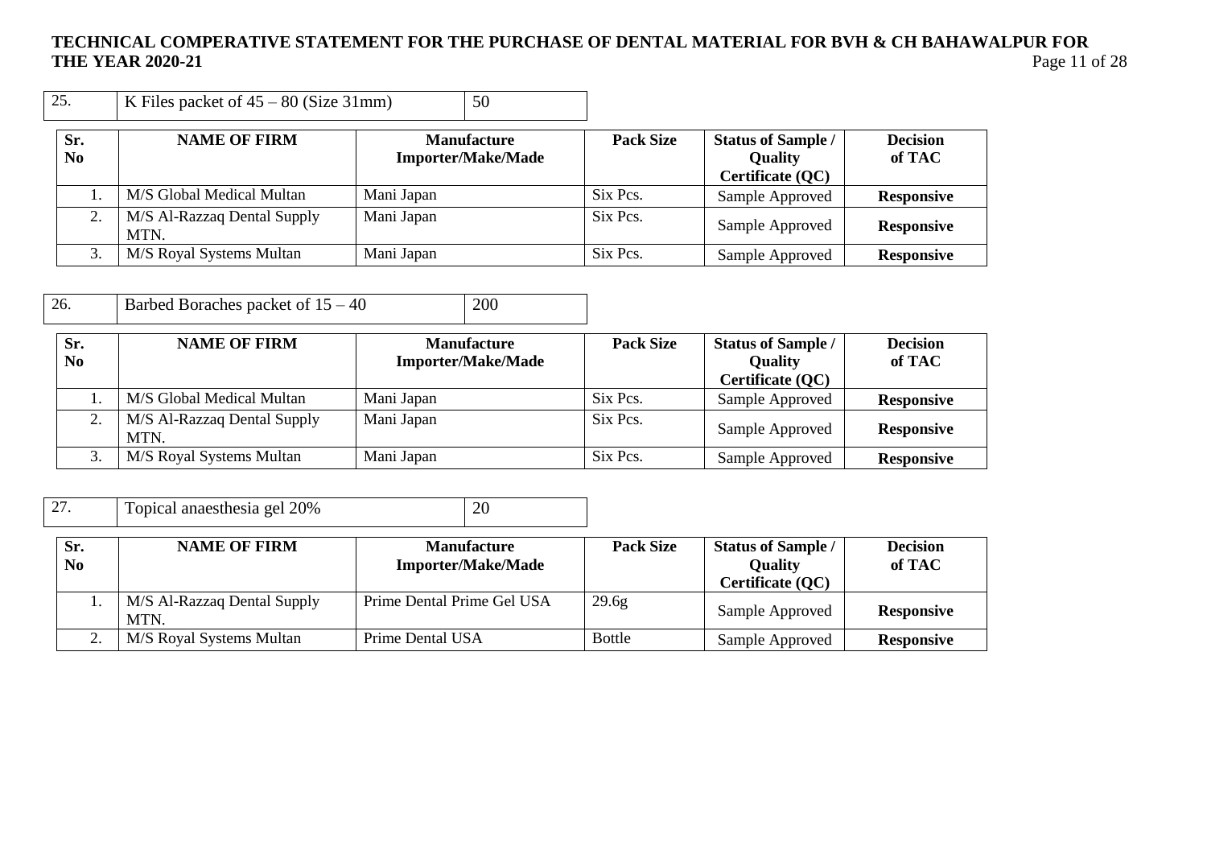| 25. | K Files packet of 45 – 80 (Size 31mm) | 50 |
|---|---|---|

| Sr. No | NAME OF FIRM | Manufacture Importer/Make/Made | Pack Size | Status of Sample / Quality Certificate (QC) | Decision of TAC |
|---|---|---|---|---|---|
| 1. | M/S Global Medical Multan | Mani Japan | Six Pcs. | Sample Approved | **Responsive** |
| 2. | M/S Al-Razzaq Dental Supply MTN. | Mani Japan | Six Pcs. | Sample Approved | **Responsive** |
| 3. | M/S Royal Systems Multan | Mani Japan | Six Pcs. | Sample Approved | **Responsive** |

| 26. | Barbed Boraches packet of 15 – 40 | 200 |
|---|---|---|

| Sr. No | NAME OF FIRM | Manufacture Importer/Make/Made | Pack Size | Status of Sample / Quality Certificate (QC) | Decision of TAC |
|---|---|---|---|---|---|
| 1. | M/S Global Medical Multan | Mani Japan | Six Pcs. | Sample Approved | **Responsive** |
| 2. | M/S Al-Razzaq Dental Supply MTN. | Mani Japan | Six Pcs. | Sample Approved | **Responsive** |
| 3. | M/S Royal Systems Multan | Mani Japan | Six Pcs. | Sample Approved | **Responsive** |

| 27. | Topical anaesthesia gel 20% | 20 |
|---|---|---|

| Sr. No | NAME OF FIRM | Manufacture Importer/Make/Made | Pack Size | Status of Sample / Quality Certificate (QC) | Decision of TAC |
|---|---|---|---|---|---|
| 1. | M/S Al-Razzaq Dental Supply MTN. | Prime Dental Prime Gel USA | 29.6g | Sample Approved | **Responsive** |
| 2. | M/S Royal Systems Multan | Prime Dental USA | Bottle | Sample Approved | **Responsive** |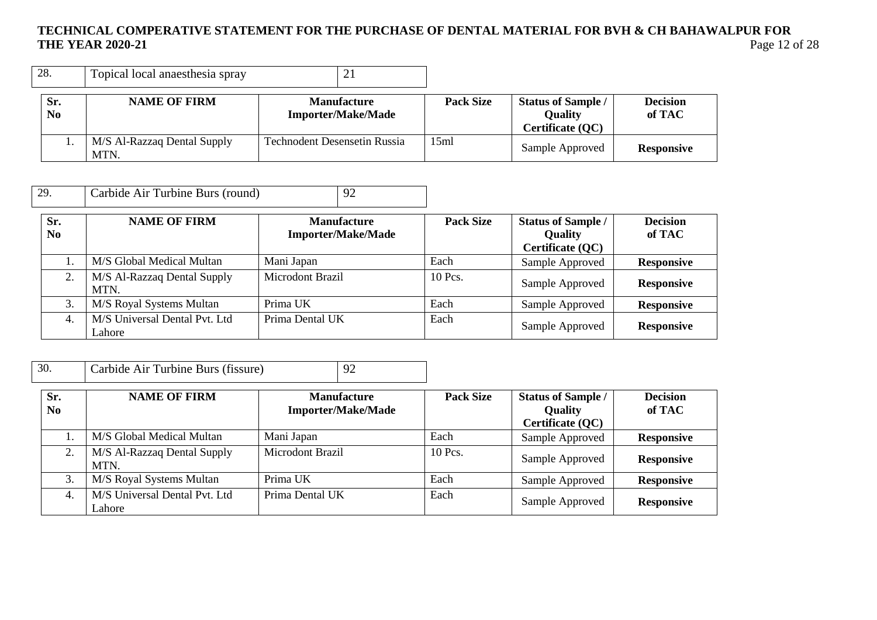| 28. | Topical local anaesthesia spray | 21 |
|---|---|---|

| Sr. No | NAME OF FIRM | Manufacture Importer/Make/Made | Pack Size | Status of Sample / Quality Certificate (QC) | Decision of TAC |
|---|---|---|---|---|---|
| 1. | M/S Al-Razzaq Dental Supply MTN. | Technodent Desensetin Russia | 15ml | Sample Approved | **Responsive** |

| 29. | Carbide Air Turbine Burs (round) | 92 |
|---|---|---|

| Sr. No | NAME OF FIRM | Manufacture Importer/Make/Made | Pack Size | Status of Sample / Quality Certificate (QC) | Decision of TAC |
|---|---|---|---|---|---|
| 1. | M/S Global Medical Multan | Mani Japan | Each | Sample Approved | **Responsive** |
| 2. | M/S Al-Razzaq Dental Supply MTN. | Microdont Brazil | 10 Pcs. | Sample Approved | **Responsive** |
| 3. | M/S Royal Systems Multan | Prima UK | Each | Sample Approved | **Responsive** |
| 4. | M/S Universal Dental Pvt. Ltd Lahore | Prima Dental UK | Each | Sample Approved | **Responsive** |

| 30. | Carbide Air Turbine Burs (fissure) | 92 |
|---|---|---|

| Sr. No | NAME OF FIRM | Manufacture Importer/Make/Made | Pack Size | Status of Sample / Quality Certificate (QC) | Decision of TAC |
|---|---|---|---|---|---|
| 1. | M/S Global Medical Multan | Mani Japan | Each | Sample Approved | **Responsive** |
| 2. | M/S Al-Razzaq Dental Supply MTN. | Microdont Brazil | 10 Pcs. | Sample Approved | **Responsive** |
| 3. | M/S Royal Systems Multan | Prima UK | Each | Sample Approved | **Responsive** |
| 4. | M/S Universal Dental Pvt. Ltd Lahore | Prima Dental UK | Each | Sample Approved | **Responsive** |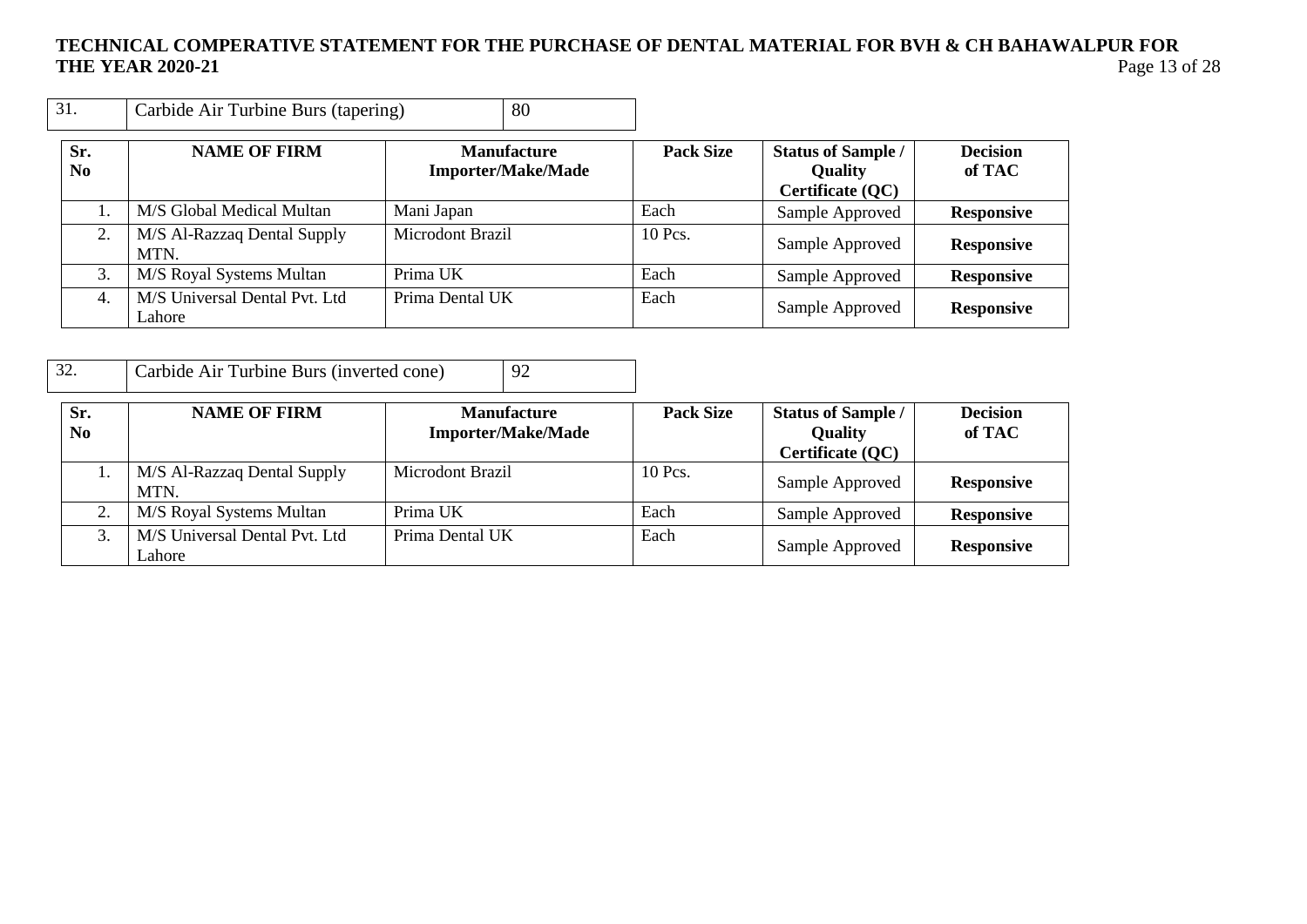| 31. | Carbide Air Turbine Burs (tapering) | 80 |
|---|---|---|

| Sr. No | NAME OF FIRM | Manufacture Importer/Make/Made | Pack Size | Status of Sample / Quality Certificate (QC) | Decision of TAC |
|---|---|---|---|---|---|
| 1. | M/S Global Medical Multan | Mani Japan | Each | Sample Approved | **Responsive** |
| 2. | M/S Al-Razzaq Dental Supply MTN. | Microdont Brazil | 10 Pcs. | Sample Approved | **Responsive** |
| 3. | M/S Royal Systems Multan | Prima UK | Each | Sample Approved | **Responsive** |
| 4. | M/S Universal Dental Pvt. Ltd Lahore | Prima Dental UK | Each | Sample Approved | **Responsive** |

| 32. | Carbide Air Turbine Burs (inverted cone) | 92 |
|---|---|---|

| Sr. No | NAME OF FIRM | Manufacture Importer/Make/Made | Pack Size | Status of Sample / Quality Certificate (QC) | Decision of TAC |
|---|---|---|---|---|---|
| 1. | M/S Al-Razzaq Dental Supply MTN. | Microdont Brazil | 10 Pcs. | Sample Approved | **Responsive** |
| 2. | M/S Royal Systems Multan | Prima UK | Each | Sample Approved | **Responsive** |
| 3. | M/S Universal Dental Pvt. Ltd Lahore | Prima Dental UK | Each | Sample Approved | **Responsive** |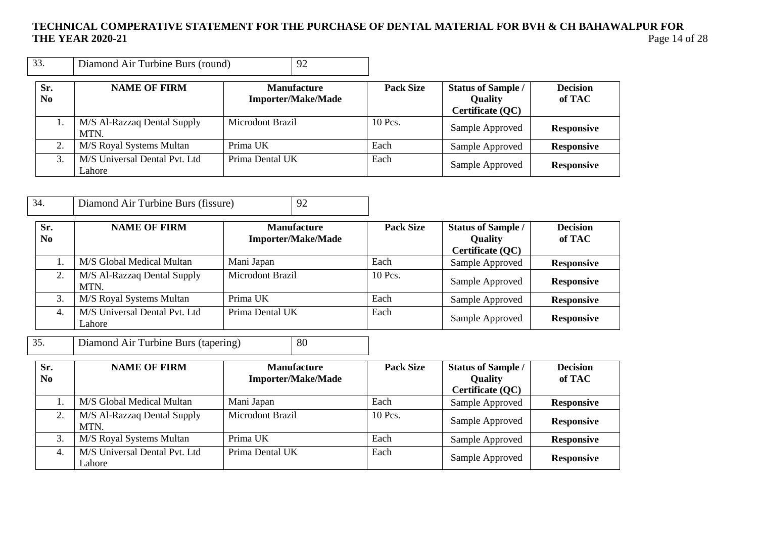| 33. | Diamond Air Turbine Burs (round) | 92 |
|---|---|---|

| Sr. No | NAME OF FIRM | Manufacture Importer/Make/Made | Pack Size | Status of Sample / Quality Certificate (QC) | Decision of TAC |
|---|---|---|---|---|---|
| 1. | M/S Al-Razzaq Dental Supply MTN. | Microdont Brazil | 10 Pcs. | Sample Approved | **Responsive** |
| 2. | M/S Royal Systems Multan | Prima UK | Each | Sample Approved | **Responsive** |
| 3. | M/S Universal Dental Pvt. Ltd Lahore | Prima Dental UK | Each | Sample Approved | **Responsive** |

| 34. | Diamond Air Turbine Burs (fissure) | 92 |
|---|---|---|

| Sr. No | NAME OF FIRM | Manufacture Importer/Make/Made | Pack Size | Status of Sample / Quality Certificate (QC) | Decision of TAC |
|---|---|---|---|---|---|
| 1. | M/S Global Medical Multan | Mani Japan | Each | Sample Approved | **Responsive** |
| 2. | M/S Al-Razzaq Dental Supply MTN. | Microdont Brazil | 10 Pcs. | Sample Approved | **Responsive** |
| 3. | M/S Royal Systems Multan | Prima UK | Each | Sample Approved | **Responsive** |
| 4. | M/S Universal Dental Pvt. Ltd Lahore | Prima Dental UK | Each | Sample Approved | **Responsive** |

| 35. | Diamond Air Turbine Burs (tapering) | 80 |
|---|---|---|

| Sr. No | NAME OF FIRM | Manufacture Importer/Make/Made | Pack Size | Status of Sample / Quality Certificate (QC) | Decision of TAC |
|---|---|---|---|---|---|
| 1. | M/S Global Medical Multan | Mani Japan | Each | Sample Approved | **Responsive** |
| 2. | M/S Al-Razzaq Dental Supply MTN. | Microdont Brazil | 10 Pcs. | Sample Approved | **Responsive** |
| 3. | M/S Royal Systems Multan | Prima UK | Each | Sample Approved | **Responsive** |
| 4. | M/S Universal Dental Pvt. Ltd Lahore | Prima Dental UK | Each | Sample Approved | **Responsive** |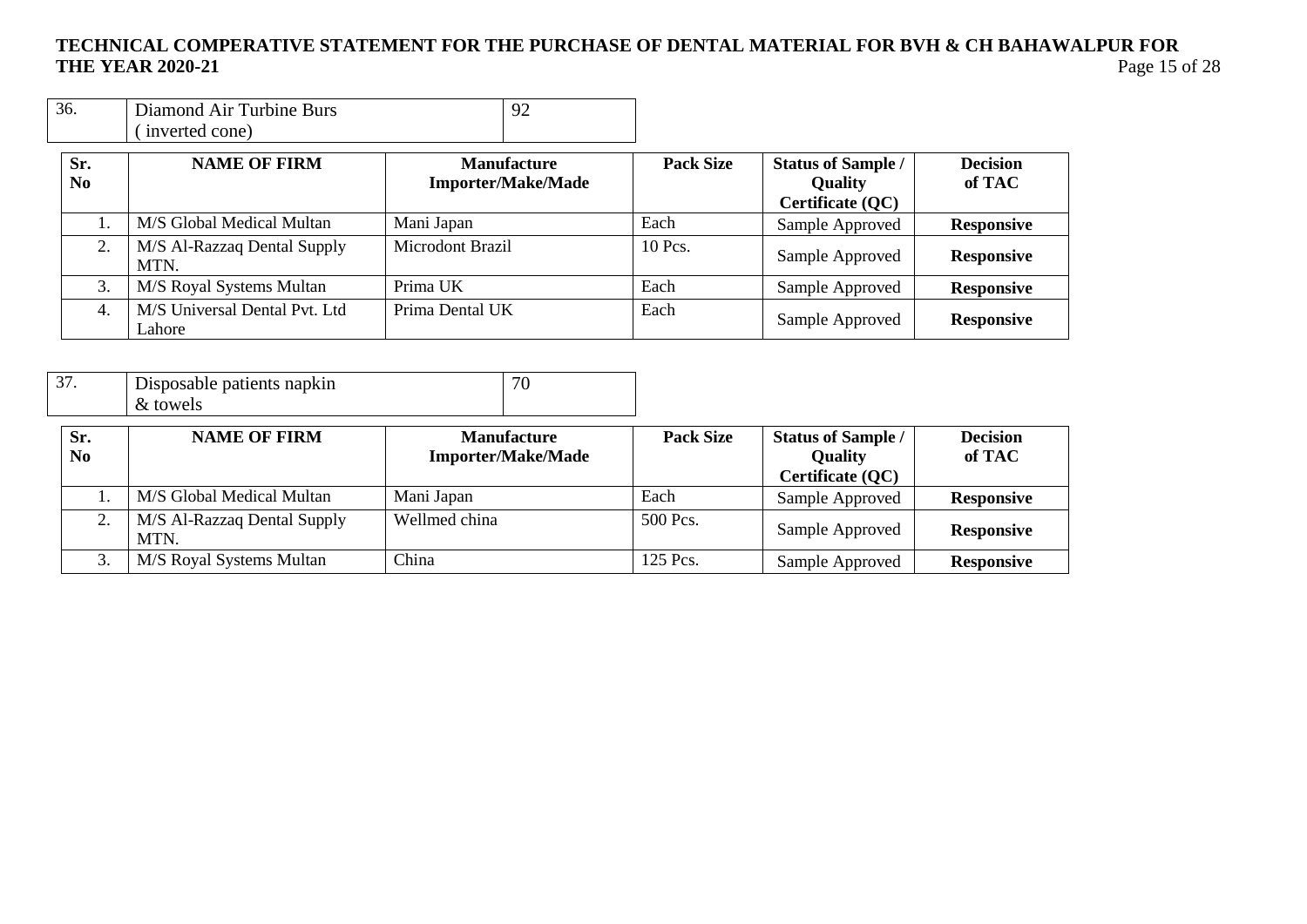| 36. | Diamond Air Turbine Burs ( inverted cone) | 92 |
|---|---|---|

| Sr. No | NAME OF FIRM | Manufacture Importer/Make/Made | Pack Size | Status of Sample / Quality Certificate (QC) | Decision of TAC |
|---|---|---|---|---|---|
| 1. | M/S Global Medical Multan | Mani Japan | Each | Sample Approved | **Responsive** |
| 2. | M/S Al-Razzaq Dental Supply MTN. | Microdont Brazil | 10 Pcs. | Sample Approved | **Responsive** |
| 3. | M/S Royal Systems Multan | Prima UK | Each | Sample Approved | **Responsive** |
| 4. | M/S Universal Dental Pvt. Ltd Lahore | Prima Dental UK | Each | Sample Approved | **Responsive** |

| 37. | Disposable patients napkin & towels | 70 |
|---|---|---|

| Sr. No | NAME OF FIRM | Manufacture Importer/Make/Made | Pack Size | Status of Sample / Quality Certificate (QC) | Decision of TAC |
|---|---|---|---|---|---|
| 1. | M/S Global Medical Multan | Mani Japan | Each | Sample Approved | **Responsive** |
| 2. | M/S Al-Razzaq Dental Supply MTN. | Wellmed china | 500 Pcs. | Sample Approved | **Responsive** |
| 3. | M/S Royal Systems Multan | China | 125 Pcs. | Sample Approved | **Responsive** |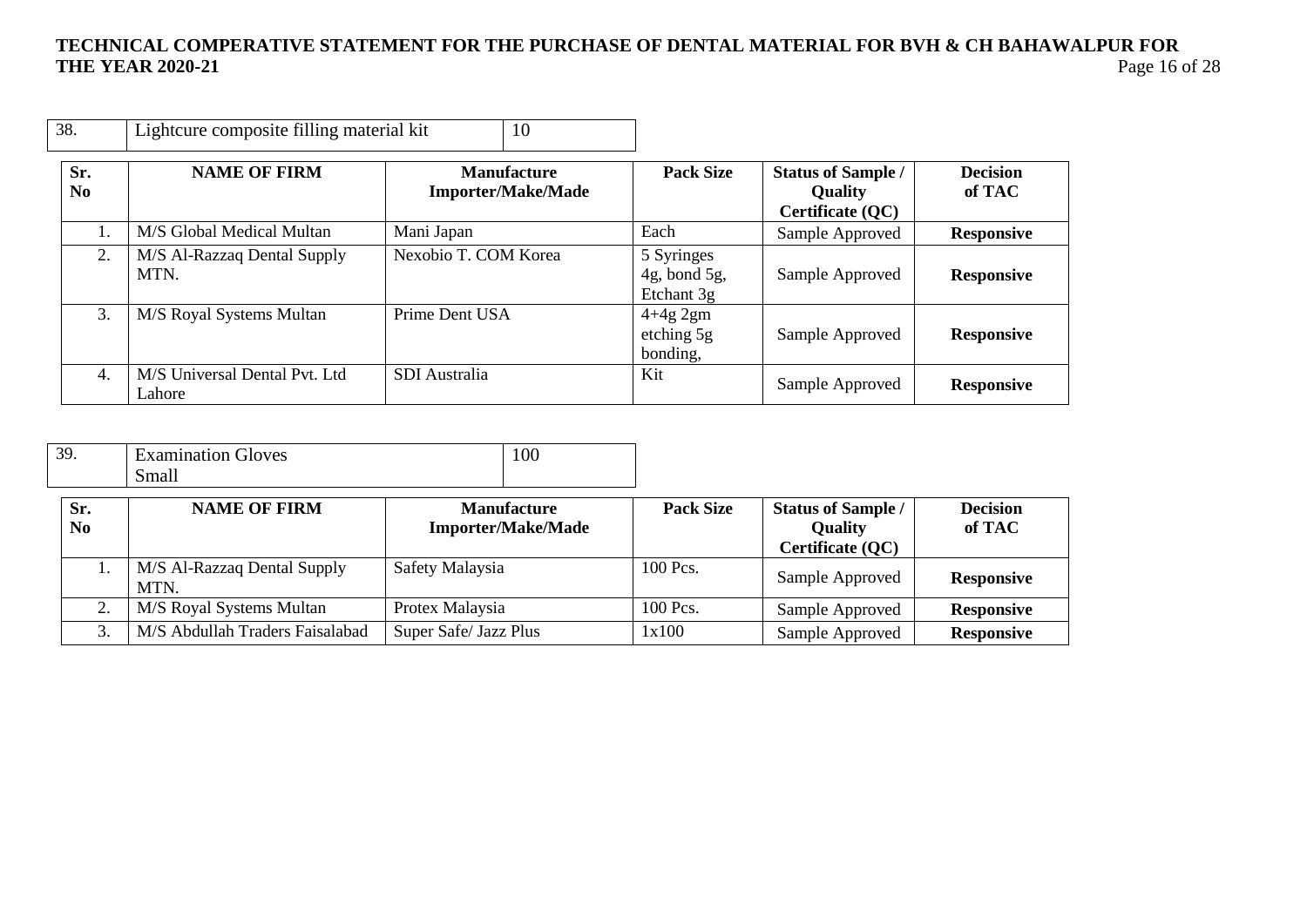| 38. | Lightcure composite filling material kit | 10 |
|---|---|---|

| Sr. No | NAME OF FIRM | Manufacture Importer/Make/Made | Pack Size | Status of Sample / Quality Certificate (QC) | Decision of TAC |
|---|---|---|---|---|---|
| 1. | M/S Global Medical Multan | Mani Japan | Each | Sample Approved | **Responsive** |
| 2. | M/S Al-Razzaq Dental Supply MTN. | Nexobio T. COM Korea | 5 Syringes 4g, bond 5g, Etchant 3g | Sample Approved | **Responsive** |
| 3. | M/S Royal Systems Multan | Prime Dent USA | 4+4g 2gm etching 5g bonding, | Sample Approved | **Responsive** |
| 4. | M/S Universal Dental Pvt. Ltd Lahore | SDI Australia | Kit | Sample Approved | **Responsive** |

| 39. | Examination Gloves Small | 100 |
|---|---|---|

| Sr. No | NAME OF FIRM | Manufacture Importer/Make/Made | Pack Size | Status of Sample / Quality Certificate (QC) | Decision of TAC |
|---|---|---|---|---|---|
| 1. | M/S Al-Razzaq Dental Supply MTN. | Safety Malaysia | 100 Pcs. | Sample Approved | **Responsive** |
| 2. | M/S Royal Systems Multan | Protex Malaysia | 100 Pcs. | Sample Approved | **Responsive** |
| 3. | M/S Abdullah Traders Faisalabad | Super Safe/ Jazz Plus | 1x100 | Sample Approved | **Responsive** |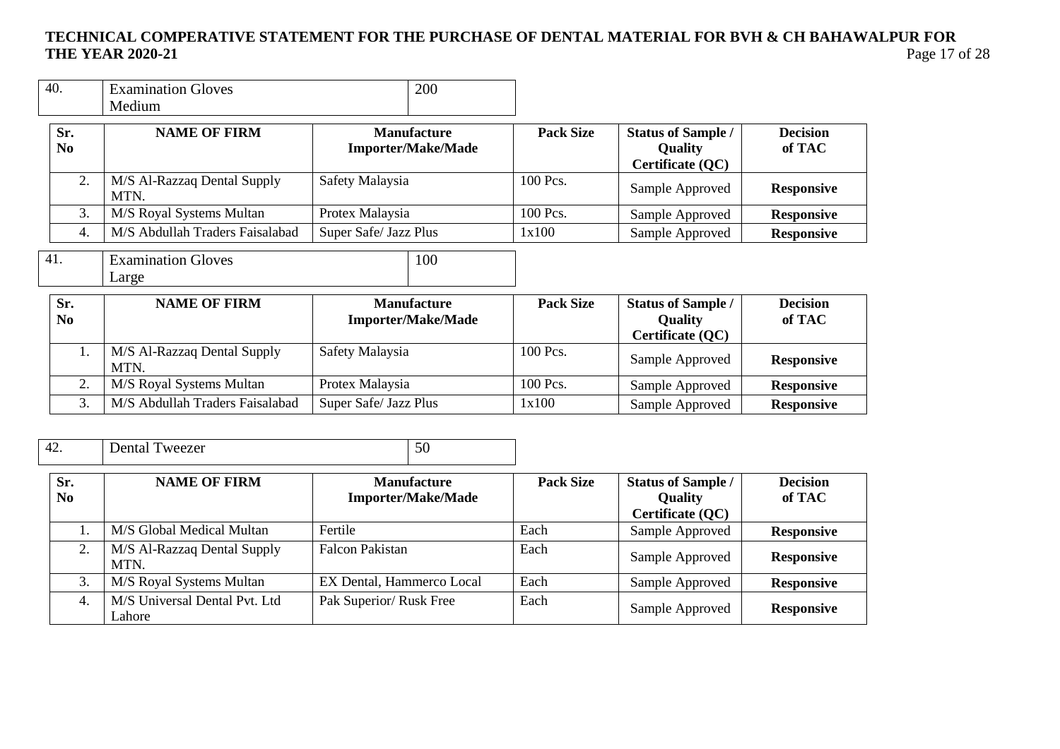| 40. | Examination Gloves Medium | 200 |
|---|---|---|

| Sr. No | NAME OF FIRM | Manufacture Importer/Make/Made | Pack Size | Status of Sample / Quality Certificate (QC) | Decision of TAC |
|---|---|---|---|---|---|
| 2. | M/S Al-Razzaq Dental Supply MTN. | Safety Malaysia | 100 Pcs. | Sample Approved | **Responsive** |
| 3. | M/S Royal Systems Multan | Protex Malaysia | 100 Pcs. | Sample Approved | **Responsive** |
| 4. | M/S Abdullah Traders Faisalabad | Super Safe/ Jazz Plus | 1x100 | Sample Approved | **Responsive** |

| 41. | Examination Gloves Large | 100 |
|---|---|---|

| Sr. No | NAME OF FIRM | Manufacture Importer/Make/Made | Pack Size | Status of Sample / Quality Certificate (QC) | Decision of TAC |
|---|---|---|---|---|---|
| 1. | M/S Al-Razzaq Dental Supply MTN. | Safety Malaysia | 100 Pcs. | Sample Approved | **Responsive** |
| 2. | M/S Royal Systems Multan | Protex Malaysia | 100 Pcs. | Sample Approved | **Responsive** |
| 3. | M/S Abdullah Traders Faisalabad | Super Safe/ Jazz Plus | 1x100 | Sample Approved | **Responsive** |

| 42. | Dental Tweezer | 50 |
|---|---|---|

| Sr. No | NAME OF FIRM | Manufacture Importer/Make/Made | Pack Size | Status of Sample / Quality Certificate (QC) | Decision of TAC |
|---|---|---|---|---|---|
| 1. | M/S Global Medical Multan | Fertile | Each | Sample Approved | **Responsive** |
| 2. | M/S Al-Razzaq Dental Supply MTN. | Falcon Pakistan | Each | Sample Approved | **Responsive** |
| 3. | M/S Royal Systems Multan | EX Dental, Hammerco Local | Each | Sample Approved | **Responsive** |
| 4. | M/S Universal Dental Pvt. Ltd Lahore | Pak Superior/ Rusk Free | Each | Sample Approved | **Responsive** |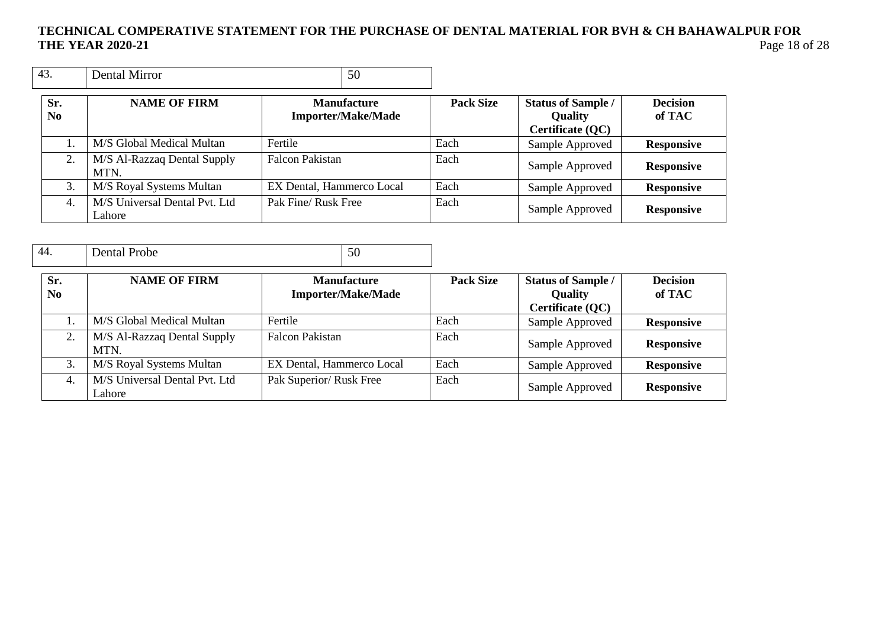| 43. | Dental Mirror | 50 |
|---|---|---|

| Sr. No | NAME OF FIRM | Manufacture Importer/Make/Made | Pack Size | Status of Sample / Quality Certificate (QC) | Decision of TAC |
|---|---|---|---|---|---|
| 1. | M/S Global Medical Multan | Fertile | Each | Sample Approved | **Responsive** |
| 2. | M/S Al-Razzaq Dental Supply MTN. | Falcon Pakistan | Each | Sample Approved | **Responsive** |
| 3. | M/S Royal Systems Multan | EX Dental, Hammerco Local | Each | Sample Approved | **Responsive** |
| 4. | M/S Universal Dental Pvt. Ltd Lahore | Pak Fine/ Rusk Free | Each | Sample Approved | **Responsive** |

| 44. | Dental Probe | 50 |
|---|---|---|

| Sr. No | NAME OF FIRM | Manufacture Importer/Make/Made | Pack Size | Status of Sample / Quality Certificate (QC) | Decision of TAC |
|---|---|---|---|---|---|
| 1. | M/S Global Medical Multan | Fertile | Each | Sample Approved | **Responsive** |
| 2. | M/S Al-Razzaq Dental Supply MTN. | Falcon Pakistan | Each | Sample Approved | **Responsive** |
| 3. | M/S Royal Systems Multan | EX Dental, Hammerco Local | Each | Sample Approved | **Responsive** |
| 4. | M/S Universal Dental Pvt. Ltd Lahore | Pak Superior/ Rusk Free | Each | Sample Approved | **Responsive** |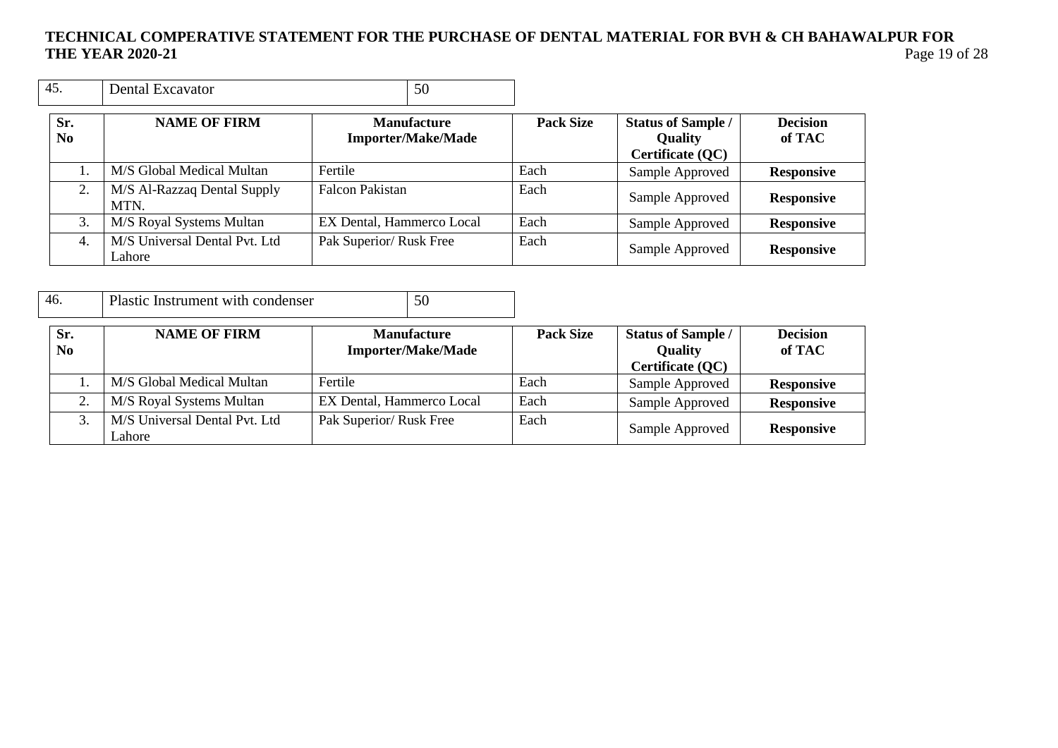| 45. | Dental Excavator | 50 |
|---|---|---|

| Sr. No | NAME OF FIRM | Manufacture Importer/Make/Made | Pack Size | Status of Sample / Quality Certificate (QC) | Decision of TAC |
|---|---|---|---|---|---|
| 1. | M/S Global Medical Multan | Fertile | Each | Sample Approved | **Responsive** |
| 2. | M/S Al-Razzaq Dental Supply MTN. | Falcon Pakistan | Each | Sample Approved | **Responsive** |
| 3. | M/S Royal Systems Multan | EX Dental, Hammerco Local | Each | Sample Approved | **Responsive** |
| 4. | M/S Universal Dental Pvt. Ltd Lahore | Pak Superior/ Rusk Free | Each | Sample Approved | **Responsive** |

| 46. | Plastic Instrument with condenser | 50 |
|---|---|---|

| Sr. No | NAME OF FIRM | Manufacture Importer/Make/Made | Pack Size | Status of Sample / Quality Certificate (QC) | Decision of TAC |
|---|---|---|---|---|---|
| 1. | M/S Global Medical Multan | Fertile | Each | Sample Approved | **Responsive** |
| 2. | M/S Royal Systems Multan | EX Dental, Hammerco Local | Each | Sample Approved | **Responsive** |
| 3. | M/S Universal Dental Pvt. Ltd Lahore | Pak Superior/ Rusk Free | Each | Sample Approved | **Responsive** |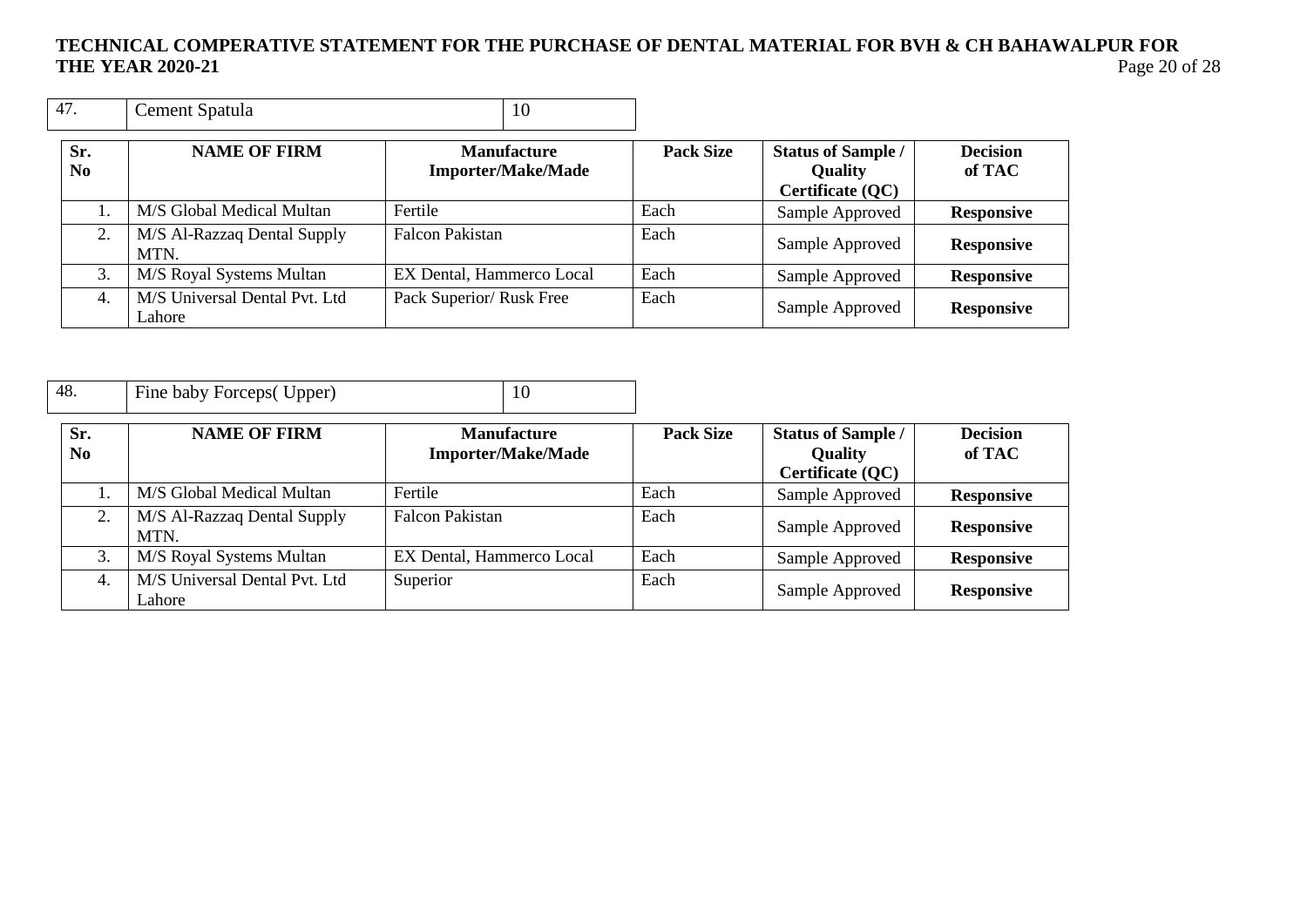| 47. | Cement Spatula | 10 |
|---|---|---|

| Sr. No | NAME OF FIRM | Manufacture Importer/Make/Made | Pack Size | Status of Sample / Quality Certificate (QC) | Decision of TAC |
|---|---|---|---|---|---|
| 1. | M/S Global Medical Multan | Fertile | Each | Sample Approved | **Responsive** |
| 2. | M/S Al-Razzaq Dental Supply MTN. | Falcon Pakistan | Each | Sample Approved | **Responsive** |
| 3. | M/S Royal Systems Multan | EX Dental, Hammerco Local | Each | Sample Approved | **Responsive** |
| 4. | M/S Universal Dental Pvt. Ltd Lahore | Pack Superior/ Rusk Free | Each | Sample Approved | **Responsive** |

| 48. | Fine baby Forceps( Upper) | 10 |
|---|---|---|

| Sr. No | NAME OF FIRM | Manufacture Importer/Make/Made | Pack Size | Status of Sample / Quality Certificate (QC) | Decision of TAC |
|---|---|---|---|---|---|
| 1. | M/S Global Medical Multan | Fertile | Each | Sample Approved | **Responsive** |
| 2. | M/S Al-Razzaq Dental Supply MTN. | Falcon Pakistan | Each | Sample Approved | **Responsive** |
| 3. | M/S Royal Systems Multan | EX Dental, Hammerco Local | Each | Sample Approved | **Responsive** |
| 4. | M/S Universal Dental Pvt. Ltd Lahore | Superior | Each | Sample Approved | **Responsive** |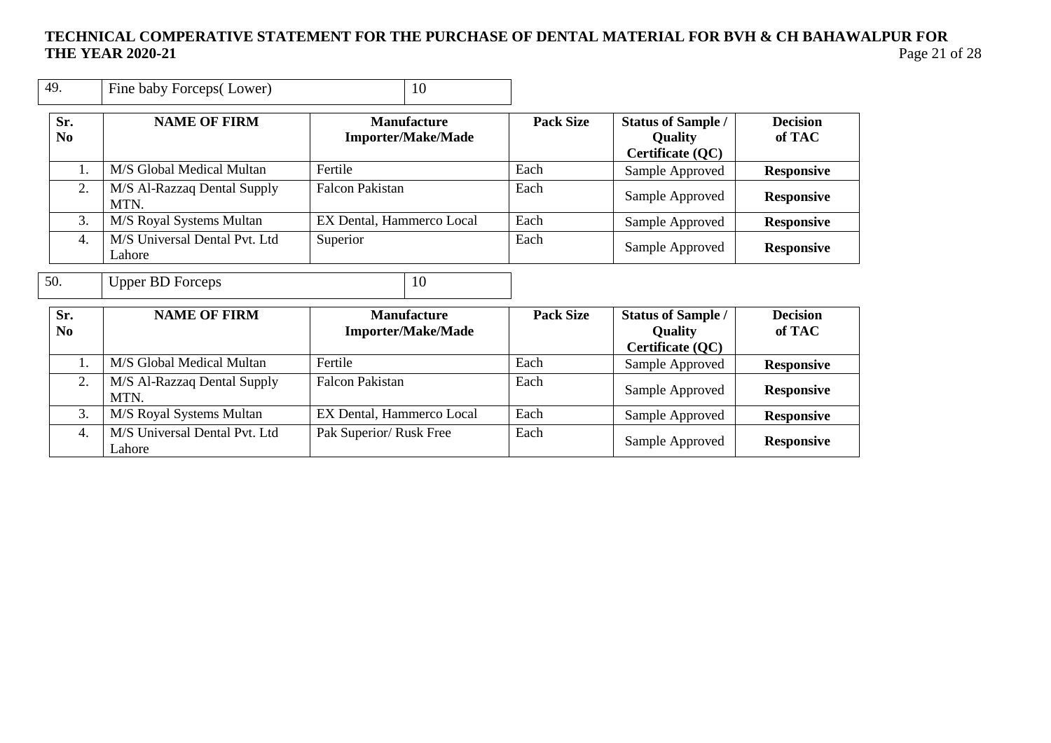| 49. | Fine baby Forceps( Lower) | 10 |
|---|---|---|

| Sr. No | NAME OF FIRM | Manufacture Importer/Make/Made | Pack Size | Status of Sample / Quality Certificate (QC) | Decision of TAC |
|---|---|---|---|---|---|
| 1. | M/S Global Medical Multan | Fertile | Each | Sample Approved | **Responsive** |
| 2. | M/S Al-Razzaq Dental Supply MTN. | Falcon Pakistan | Each | Sample Approved | **Responsive** |
| 3. | M/S Royal Systems Multan | EX Dental, Hammerco Local | Each | Sample Approved | **Responsive** |
| 4. | M/S Universal Dental Pvt. Ltd Lahore | Superior | Each | Sample Approved | **Responsive** |

| 50. | Upper BD Forceps | 10 |
|---|---|---|

| Sr. No | NAME OF FIRM | Manufacture Importer/Make/Made | Pack Size | Status of Sample / Quality Certificate (QC) | Decision of TAC |
|---|---|---|---|---|---|
| 1. | M/S Global Medical Multan | Fertile | Each | Sample Approved | **Responsive** |
| 2. | M/S Al-Razzaq Dental Supply MTN. | Falcon Pakistan | Each | Sample Approved | **Responsive** |
| 3. | M/S Royal Systems Multan | EX Dental, Hammerco Local | Each | Sample Approved | **Responsive** |
| 4. | M/S Universal Dental Pvt. Ltd Lahore | Pak Superior/ Rusk Free | Each | Sample Approved | **Responsive** |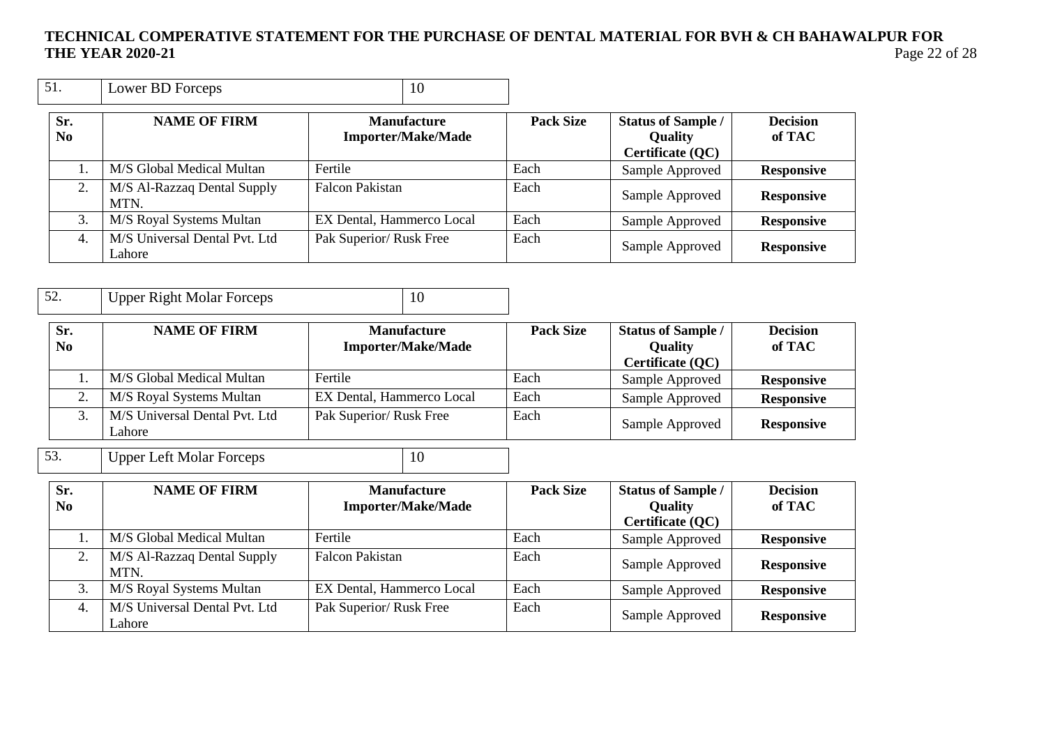# TECHNICAL COMPERATIVE STATEMENT FOR THE PURCHASE OF DENTAL MATERIAL FOR BVH & CH BAHAWALPUR FOR THE YEAR 2020-21

| 51. | Lower BD Forceps | 10 |
|---|---|---|

| Sr. No | NAME OF FIRM | Manufacture Importer/Make/Made | Pack Size | Status of Sample / Quality Certificate (QC) | Decision of TAC |
|---|---|---|---|---|---|
| 1. | M/S Global Medical Multan | Fertile | Each | Sample Approved | **Responsive** |
| 2. | M/S Al-Razzaq Dental Supply MTN. | Falcon Pakistan | Each | Sample Approved | **Responsive** |
| 3. | M/S Royal Systems Multan | EX Dental, Hammerco Local | Each | Sample Approved | **Responsive** |
| 4. | M/S Universal Dental Pvt. Ltd Lahore | Pak Superior/ Rusk Free | Each | Sample Approved | **Responsive** |

| 52. | Upper Right Molar Forceps | 10 |
|---|---|---|

| Sr. No | NAME OF FIRM | Manufacture Importer/Make/Made | Pack Size | Status of Sample / Quality Certificate (QC) | Decision of TAC |
|---|---|---|---|---|---|
| 1. | M/S Global Medical Multan | Fertile | Each | Sample Approved | **Responsive** |
| 2. | M/S Royal Systems Multan | EX Dental, Hammerco Local | Each | Sample Approved | **Responsive** |
| 3. | M/S Universal Dental Pvt. Ltd Lahore | Pak Superior/ Rusk Free | Each | Sample Approved | **Responsive** |

| 53. | Upper Left Molar Forceps | 10 |
|---|---|---|

| Sr. No | NAME OF FIRM | Manufacture Importer/Make/Made | Pack Size | Status of Sample / Quality Certificate (QC) | Decision of TAC |
|---|---|---|---|---|---|
| 1. | M/S Global Medical Multan | Fertile | Each | Sample Approved | **Responsive** |
| 2. | M/S Al-Razzaq Dental Supply MTN. | Falcon Pakistan | Each | Sample Approved | **Responsive** |
| 3. | M/S Royal Systems Multan | EX Dental, Hammerco Local | Each | Sample Approved | **Responsive** |
| 4. | M/S Universal Dental Pvt. Ltd Lahore | Pak Superior/ Rusk Free | Each | Sample Approved | **Responsive** |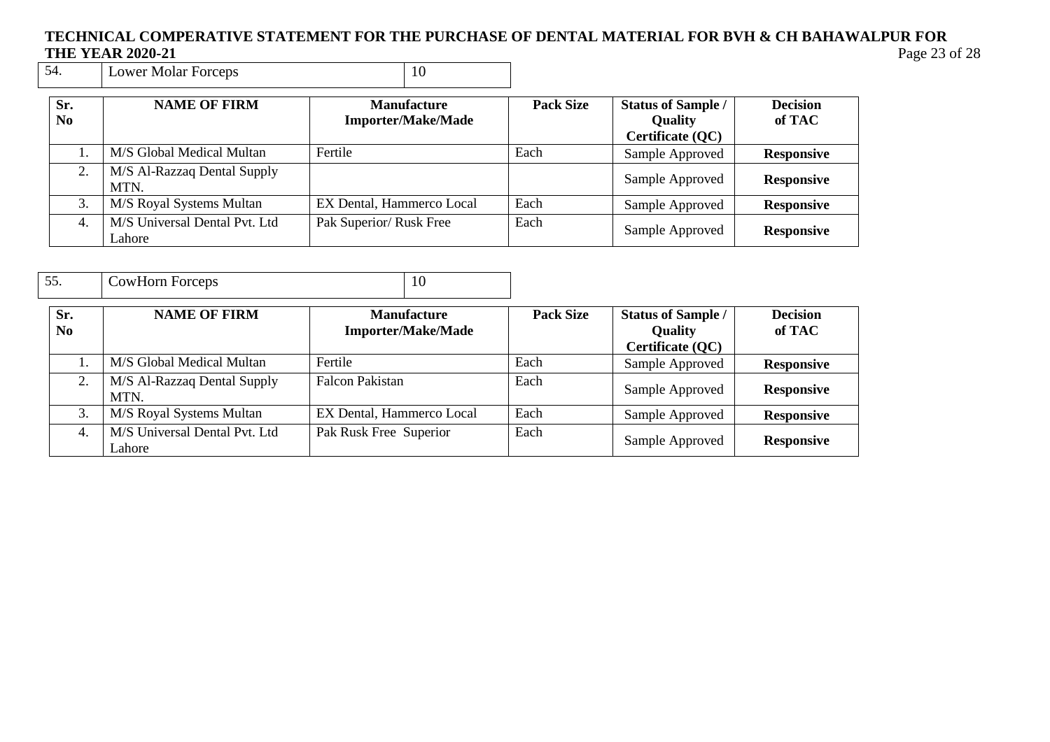# TECHNICAL COMPERATIVE STATEMENT FOR THE PURCHASE OF DENTAL MATERIAL FOR BVH & CH BAHAWALPUR FOR THE YEAR 2020-21

| 54. | Lower Molar Forceps | 10 |
|---|---|---|

| Sr. No | NAME OF FIRM | Manufacture Importer/Make/Made | Pack Size | Status of Sample / Quality Certificate (QC) | Decision of TAC |
|---|---|---|---|---|---|
| 1. | M/S Global Medical Multan | Fertile | Each | Sample Approved | **Responsive** |
| 2. | M/S Al-Razzaq Dental Supply MTN. | | | Sample Approved | **Responsive** |
| 3. | M/S Royal Systems Multan | EX Dental, Hammerco Local | Each | Sample Approved | **Responsive** |
| 4. | M/S Universal Dental Pvt. Ltd Lahore | Pak Superior/ Rusk Free | Each | Sample Approved | **Responsive** |

| 55. | CowHorn Forceps | 10 |
|---|---|---|

| Sr. No | NAME OF FIRM | Manufacture Importer/Make/Made | Pack Size | Status of Sample / Quality Certificate (QC) | Decision of TAC |
|---|---|---|---|---|---|
| 1. | M/S Global Medical Multan | Fertile | Each | Sample Approved | **Responsive** |
| 2. | M/S Al-Razzaq Dental Supply MTN. | Falcon Pakistan | Each | Sample Approved | **Responsive** |
| 3. | M/S Royal Systems Multan | EX Dental, Hammerco Local | Each | Sample Approved | **Responsive** |
| 4. | M/S Universal Dental Pvt. Ltd Lahore | Pak Rusk Free Superior | Each | Sample Approved | **Responsive** |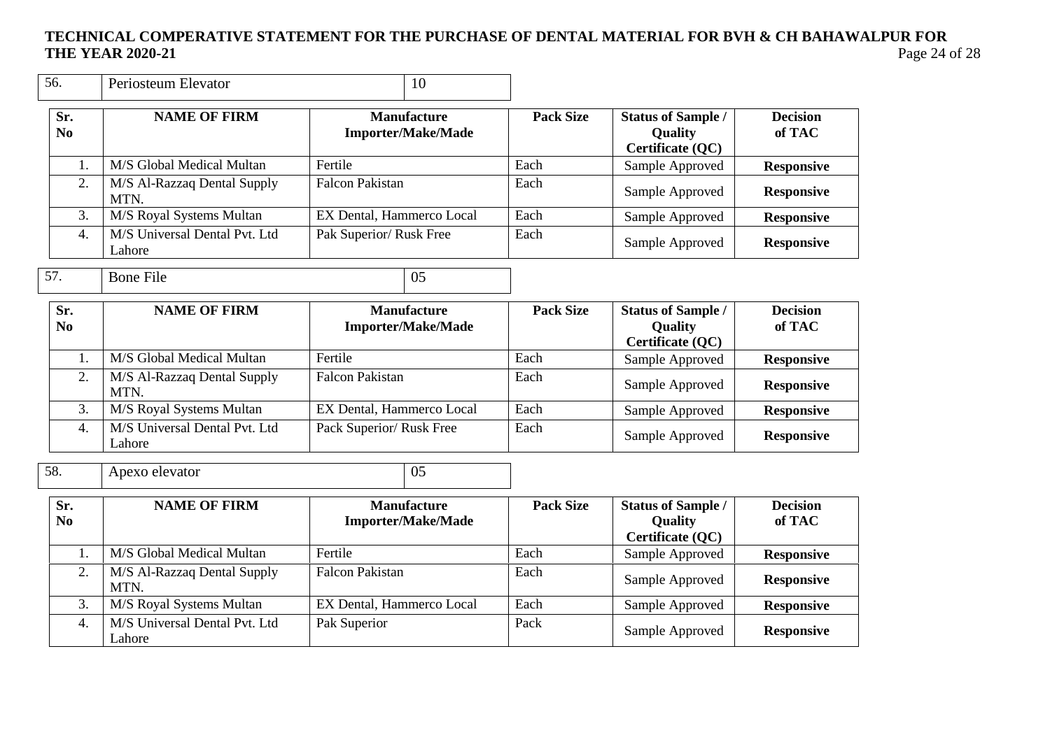| 56. | Periosteum Elevator | 10 |
|---|---|---|

| Sr. No | NAME OF FIRM | Manufacture Importer/Make/Made | Pack Size | Status of Sample / Quality Certificate (QC) | Decision of TAC |
|---|---|---|---|---|---|
| 1. | M/S Global Medical Multan | Fertile | Each | Sample Approved | **Responsive** |
| 2. | M/S Al-Razzaq Dental Supply MTN. | Falcon Pakistan | Each | Sample Approved | **Responsive** |
| 3. | M/S Royal Systems Multan | EX Dental, Hammerco Local | Each | Sample Approved | **Responsive** |
| 4. | M/S Universal Dental Pvt. Ltd Lahore | Pak Superior/ Rusk Free | Each | Sample Approved | **Responsive** |

| 57. | Bone File | 05 |
|---|---|---|

| Sr. No | NAME OF FIRM | Manufacture Importer/Make/Made | Pack Size | Status of Sample / Quality Certificate (QC) | Decision of TAC |
|---|---|---|---|---|---|
| 1. | M/S Global Medical Multan | Fertile | Each | Sample Approved | **Responsive** |
| 2. | M/S Al-Razzaq Dental Supply MTN. | Falcon Pakistan | Each | Sample Approved | **Responsive** |
| 3. | M/S Royal Systems Multan | EX Dental, Hammerco Local | Each | Sample Approved | **Responsive** |
| 4. | M/S Universal Dental Pvt. Ltd Lahore | Pack Superior/ Rusk Free | Each | Sample Approved | **Responsive** |

| 58. | Apexo elevator | 05 |
|---|---|---|

| Sr. No | NAME OF FIRM | Manufacture Importer/Make/Made | Pack Size | Status of Sample / Quality Certificate (QC) | Decision of TAC |
|---|---|---|---|---|---|
| 1. | M/S Global Medical Multan | Fertile | Each | Sample Approved | **Responsive** |
| 2. | M/S Al-Razzaq Dental Supply MTN. | Falcon Pakistan | Each | Sample Approved | **Responsive** |
| 3. | M/S Royal Systems Multan | EX Dental, Hammerco Local | Each | Sample Approved | **Responsive** |
| 4. | M/S Universal Dental Pvt. Ltd Lahore | Pak Superior | Pack | Sample Approved | **Responsive** |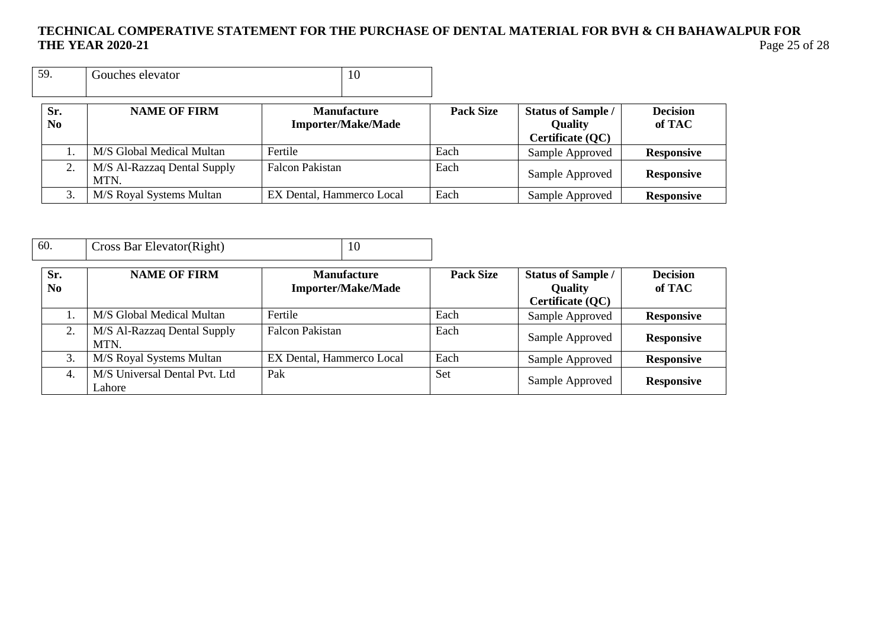| 59. | Gouches elevator | 10 |
|---|---|---|

| Sr. No | NAME OF FIRM | Manufacture Importer/Make/Made | Pack Size | Status of Sample / Quality Certificate (QC) | Decision of TAC |
|---|---|---|---|---|---|
| 1. | M/S Global Medical Multan | Fertile | Each | Sample Approved | **Responsive** |
| 2. | M/S Al-Razzaq Dental Supply MTN. | Falcon Pakistan | Each | Sample Approved | **Responsive** |
| 3. | M/S Royal Systems Multan | EX Dental, Hammerco Local | Each | Sample Approved | **Responsive** |

| 60. | Cross Bar Elevator(Right) | 10 |
|---|---|---|

| Sr. No | NAME OF FIRM | Manufacture Importer/Make/Made | Pack Size | Status of Sample / Quality Certificate (QC) | Decision of TAC |
|---|---|---|---|---|---|
| 1. | M/S Global Medical Multan | Fertile | Each | Sample Approved | **Responsive** |
| 2. | M/S Al-Razzaq Dental Supply MTN. | Falcon Pakistan | Each | Sample Approved | **Responsive** |
| 3. | M/S Royal Systems Multan | EX Dental, Hammerco Local | Each | Sample Approved | **Responsive** |
| 4. | M/S Universal Dental Pvt. Ltd Lahore | Pak | Set | Sample Approved | **Responsive** |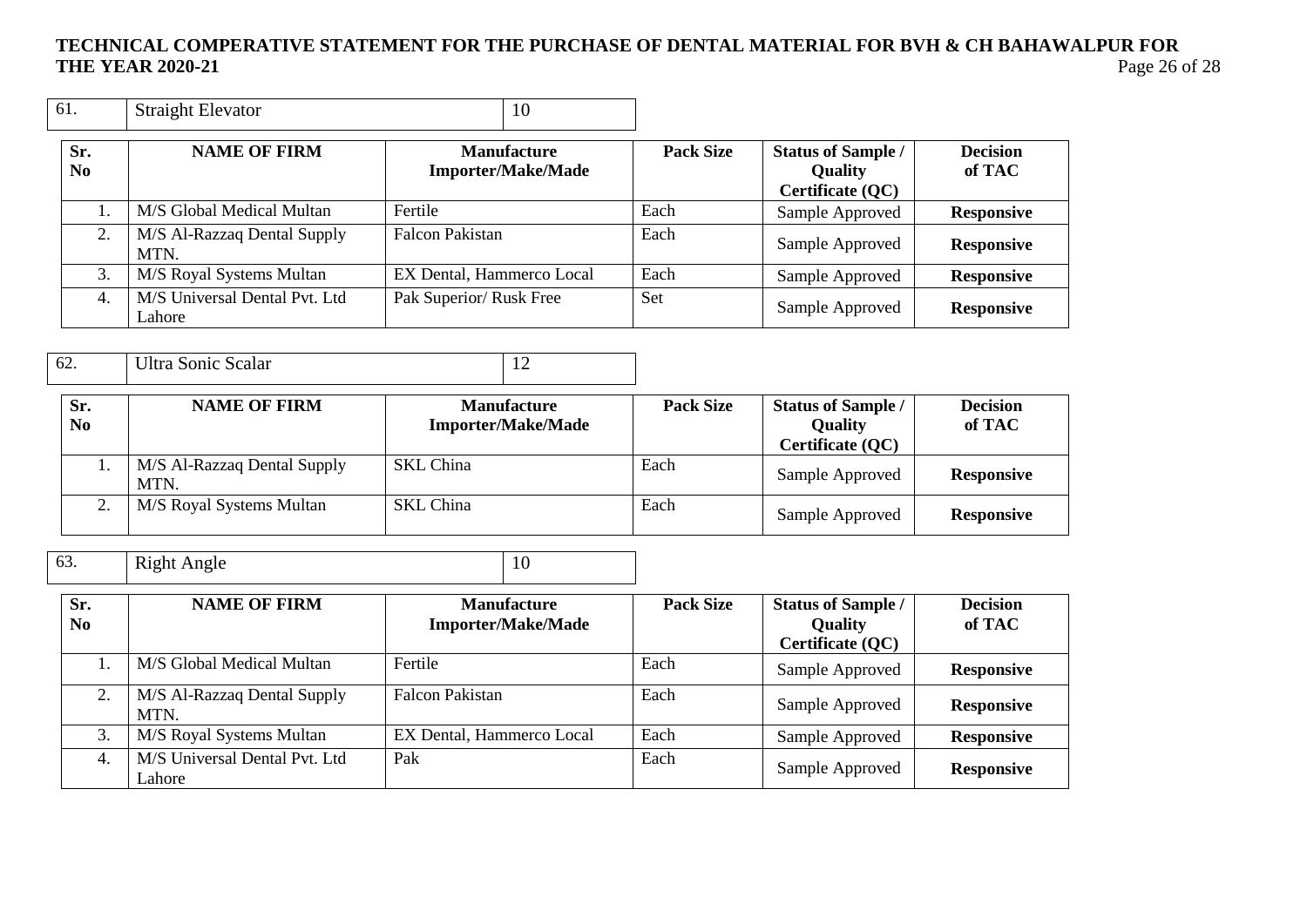# TECHNICAL COMPERATIVE STATEMENT FOR THE PURCHASE OF DENTAL MATERIAL FOR BVH & CH BAHAWALPUR FOR THE YEAR 2020-21

| 61. | Straight Elevator | 10 |
|---|---|---|

| Sr. No | NAME OF FIRM | Manufacture Importer/Make/Made | Pack Size | Status of Sample / Quality Certificate (QC) | Decision of TAC |
|---|---|---|---|---|---|
| 1. | M/S Global Medical Multan | Fertile | Each | Sample Approved | **Responsive** |
| 2. | M/S Al-Razzaq Dental Supply MTN. | Falcon Pakistan | Each | Sample Approved | **Responsive** |
| 3. | M/S Royal Systems Multan | EX Dental, Hammerco Local | Each | Sample Approved | **Responsive** |
| 4. | M/S Universal Dental Pvt. Ltd Lahore | Pak Superior/ Rusk Free | Set | Sample Approved | **Responsive** |

| 62. | Ultra Sonic Scalar | 12 |
|---|---|---|

| Sr. No | NAME OF FIRM | Manufacture Importer/Make/Made | Pack Size | Status of Sample / Quality Certificate (QC) | Decision of TAC |
|---|---|---|---|---|---|
| 1. | M/S Al-Razzaq Dental Supply MTN. | SKL China | Each | Sample Approved | **Responsive** |
| 2. | M/S Royal Systems Multan | SKL China | Each | Sample Approved | **Responsive** |

| 63. | Right Angle | 10 |
|---|---|---|

| Sr. No | NAME OF FIRM | Manufacture Importer/Make/Made | Pack Size | Status of Sample / Quality Certificate (QC) | Decision of TAC |
|---|---|---|---|---|---|
| 1. | M/S Global Medical Multan | Fertile | Each | Sample Approved | **Responsive** |
| 2. | M/S Al-Razzaq Dental Supply MTN. | Falcon Pakistan | Each | Sample Approved | **Responsive** |
| 3. | M/S Royal Systems Multan | EX Dental, Hammerco Local | Each | Sample Approved | **Responsive** |
| 4. | M/S Universal Dental Pvt. Ltd Lahore | Pak | Each | Sample Approved | **Responsive** |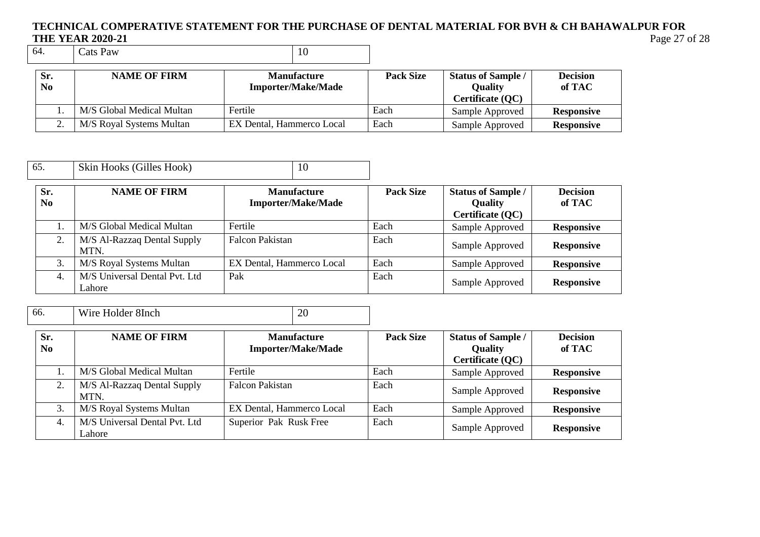# TECHNICAL COMPERATIVE STATEMENT FOR THE PURCHASE OF DENTAL MATERIAL FOR BVH & CH BAHAWALPUR FOR THE YEAR 2020-21

| 64. | Cats Paw | 10 |
|---|---|---|

| Sr. No | NAME OF FIRM | Manufacture Importer/Make/Made | Pack Size | Status of Sample / Quality Certificate (QC) | Decision of TAC |
|---|---|---|---|---|---|
| 1. | M/S Global Medical Multan | Fertile | Each | Sample Approved | **Responsive** |
| 2. | M/S Royal Systems Multan | EX Dental, Hammerco Local | Each | Sample Approved | **Responsive** |

| 65. | Skin Hooks (Gilles Hook) | 10 |
|---|---|---|

| Sr. No | NAME OF FIRM | Manufacture Importer/Make/Made | Pack Size | Status of Sample / Quality Certificate (QC) | Decision of TAC |
|---|---|---|---|---|---|
| 1. | M/S Global Medical Multan | Fertile | Each | Sample Approved | **Responsive** |
| 2. | M/S Al-Razzaq Dental Supply MTN. | Falcon Pakistan | Each | Sample Approved | **Responsive** |
| 3. | M/S Royal Systems Multan | EX Dental, Hammerco Local | Each | Sample Approved | **Responsive** |
| 4. | M/S Universal Dental Pvt. Ltd Lahore | Pak | Each | Sample Approved | **Responsive** |

| 66. | Wire Holder 8Inch | 20 |
|---|---|---|

| Sr. No | NAME OF FIRM | Manufacture Importer/Make/Made | Pack Size | Status of Sample / Quality Certificate (QC) | Decision of TAC |
|---|---|---|---|---|---|
| 1. | M/S Global Medical Multan | Fertile | Each | Sample Approved | **Responsive** |
| 2. | M/S Al-Razzaq Dental Supply MTN. | Falcon Pakistan | Each | Sample Approved | **Responsive** |
| 3. | M/S Royal Systems Multan | EX Dental, Hammerco Local | Each | Sample Approved | **Responsive** |
| 4. | M/S Universal Dental Pvt. Ltd Lahore | Superior Pak Rusk Free | Each | Sample Approved | **Responsive** |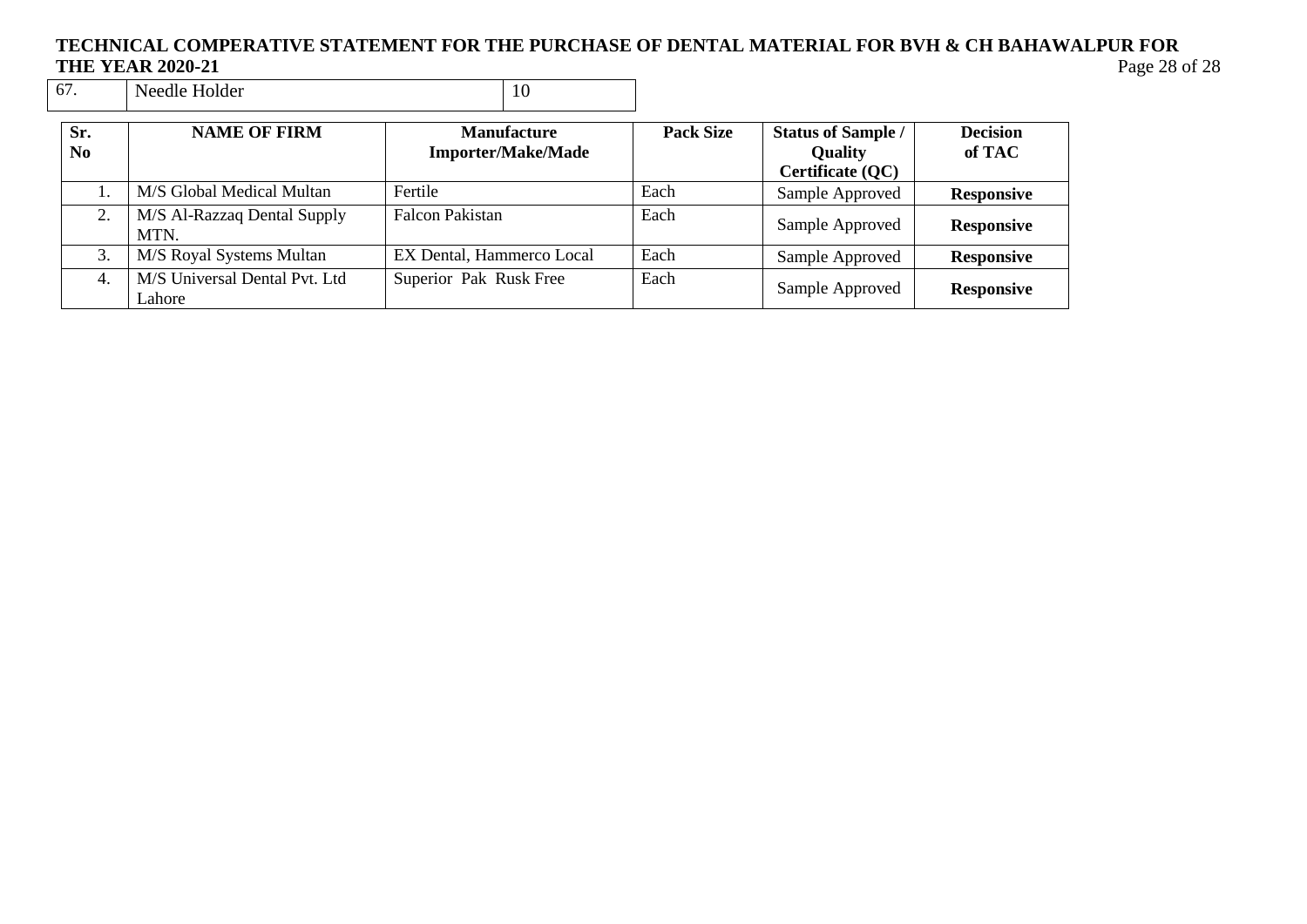**TECHNICAL COMPERATIVE STATEMENT FOR THE PURCHASE OF DENTAL MATERIAL FOR BVH & CH BAHAWALPUR FOR THE YEAR 2020-21**

| | | |
|---|---|---|
| 67. | Needle Holder | 10 |

| Sr. No | NAME OF FIRM | Manufacture Importer/Make/Made | Pack Size | Status of Sample / Quality Certificate (QC) | Decision of TAC |
|---|---|---|---|---|---|
| 1. | M/S Global Medical Multan | Fertile | Each | Sample Approved | **Responsive** |
| 2. | M/S Al-Razzaq Dental Supply MTN. | Falcon Pakistan | Each | Sample Approved | **Responsive** |
| 3. | M/S Royal Systems Multan | EX Dental, Hammerco Local | Each | Sample Approved | **Responsive** |
| 4. | M/S Universal Dental Pvt. Ltd Lahore | Superior Pak Rusk Free | Each | Sample Approved | **Responsive** |